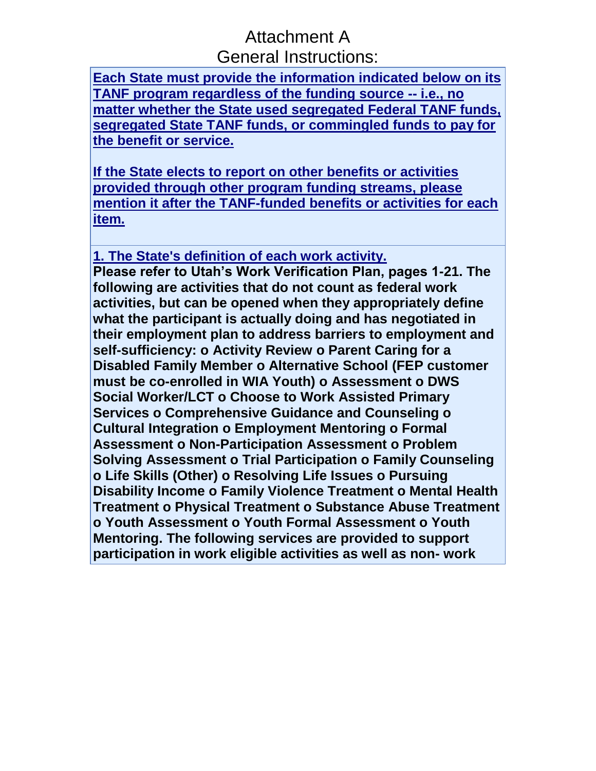# Attachment A

## General Instructions:

**Each State must provide the information indicated below on its TANF program regardless of the funding source -- i.e., no matter whether the State used segregated Federal TANF funds, segregated State TANF funds, or commingled funds to pay for the benefit or service.**

**If the State elects to report on other benefits or activities provided through other program funding streams, please mention it after the TANF-funded benefits or activities for each item.**

**1. The State's definition of each work activity.**

**Please refer to Utah's Work Verification Plan, pages 1-21. The following are activities that do not count as federal work activities, but can be opened when they appropriately define what the participant is actually doing and has negotiated in their employment plan to address barriers to employment and self-sufficiency: o Activity Review o Parent Caring for a Disabled Family Member o Alternative School (FEP customer must be co-enrolled in WIA Youth) o Assessment o DWS Social Worker/LCT o Choose to Work Assisted Primary Services o Comprehensive Guidance and Counseling o Cultural Integration o Employment Mentoring o Formal Assessment o Non-Participation Assessment o Problem Solving Assessment o Trial Participation o Family Counseling o Life Skills (Other) o Resolving Life Issues o Pursuing Disability Income o Family Violence Treatment o Mental Health Treatment o Physical Treatment o Substance Abuse Treatment o Youth Assessment o Youth Formal Assessment o Youth Mentoring. The following services are provided to support participation in work eligible activities as well as non- work**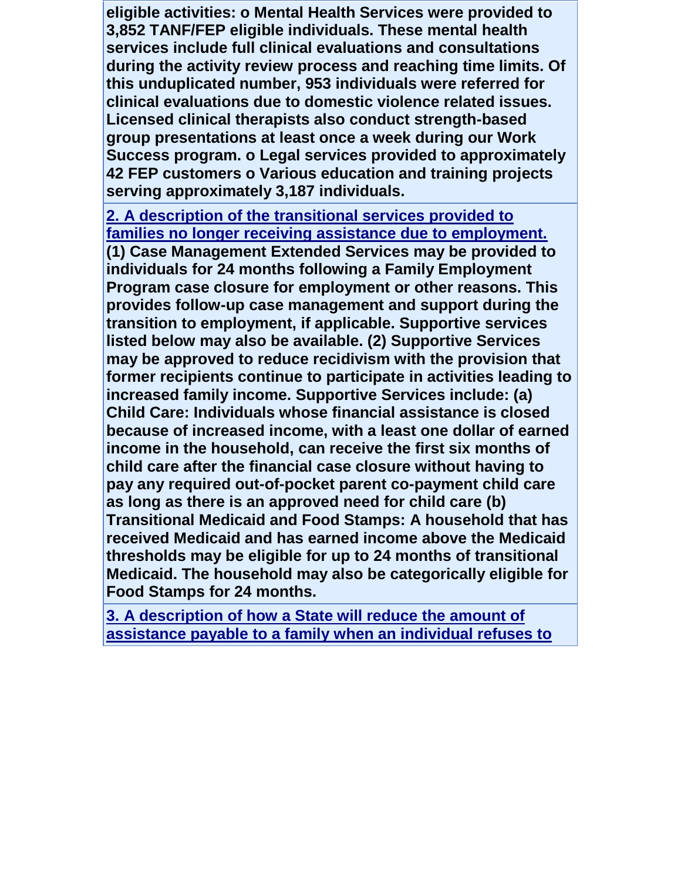**eligible activities: o Mental Health Services were provided to 3,852 TANF/FEP eligible individuals. These mental health services include full clinical evaluations and consultations during the activity review process and reaching time limits. Of this unduplicated number, 953 individuals were referred for clinical evaluations due to domestic violence related issues. Licensed clinical therapists also conduct strength-based group presentations at least once a week during our Work Success program. o Legal services provided to approximately 42 FEP customers o Various education and training projects serving approximately 3,187 individuals.**

**2. A description of the transitional services provided to families no longer receiving assistance due to employment.**

**(1) Case Management Extended Services may be provided to individuals for 24 months following a Family Employment Program case closure for employment or other reasons. This provides follow-up case management and support during the transition to employment, if applicable. Supportive services listed below may also be available. (2) Supportive Services may be approved to reduce recidivism with the provision that former recipients continue to participate in activities leading to increased family income. Supportive Services include: (a) Child Care: Individuals whose financial assistance is closed because of increased income, with a least one dollar of earned income in the household, can receive the first six months of child care after the financial case closure without having to pay any required out-of-pocket parent co-payment child care as long as there is an approved need for child care (b) Transitional Medicaid and Food Stamps: A household that has received Medicaid and has earned income above the Medicaid thresholds may be eligible for up to 24 months of transitional Medicaid. The household may also be categorically eligible for Food Stamps for 24 months.**

**3. A description of how a State will reduce the amount of assistance payable to a family when an individual refuses to**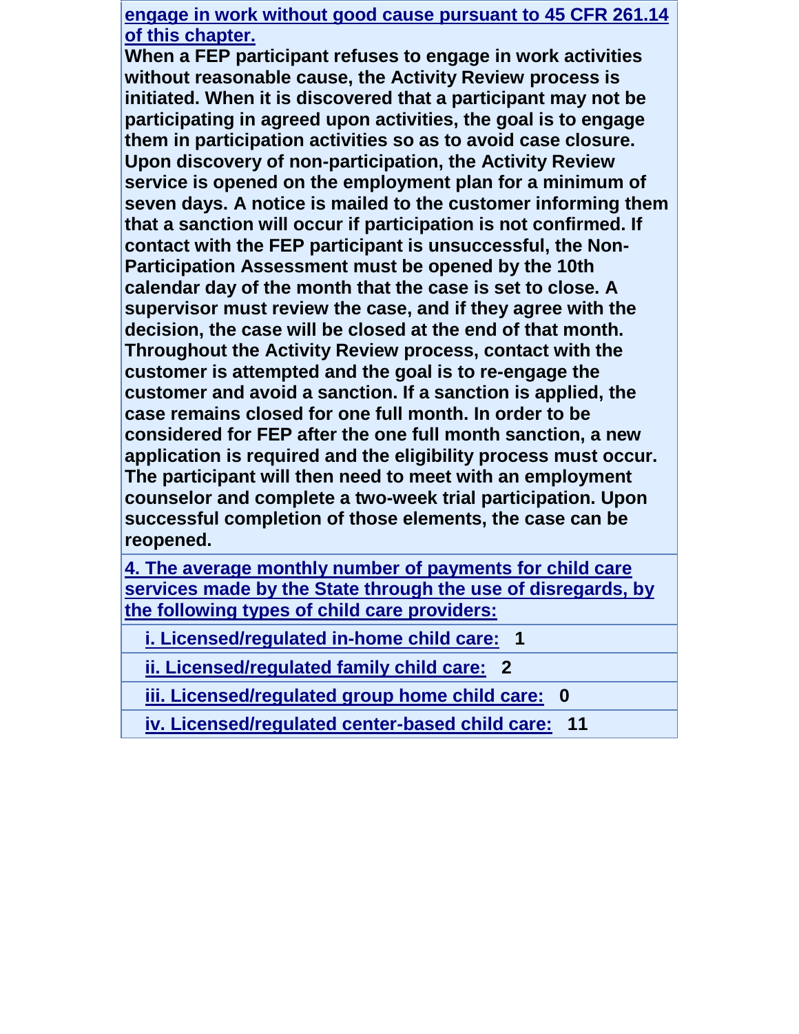**engage in work without good cause pursuant to 45 CFR 261.14 of this chapter.**

**When a FEP participant refuses to engage in work activities without reasonable cause, the Activity Review process is initiated. When it is discovered that a participant may not be participating in agreed upon activities, the goal is to engage them in participation activities so as to avoid case closure. Upon discovery of non-participation, the Activity Review service is opened on the employment plan for a minimum of seven days. A notice is mailed to the customer informing them that a sanction will occur if participation is not confirmed. If contact with the FEP participant is unsuccessful, the Non-Participation Assessment must be opened by the 10th calendar day of the month that the case is set to close. A supervisor must review the case, and if they agree with the decision, the case will be closed at the end of that month. Throughout the Activity Review process, contact with the customer is attempted and the goal is to re-engage the customer and avoid a sanction. If a sanction is applied, the case remains closed for one full month. In order to be considered for FEP after the one full month sanction, a new application is required and the eligibility process must occur. The participant will then need to meet with an employment counselor and complete a two-week trial participation. Upon successful completion of those elements, the case can be reopened.**

**4. The average monthly number of payments for child care services made by the State through the use of disregards, by the following types of child care providers:**

- **i. Licensed/regulated in-home child care: 1**
- **ii. Licensed/regulated family child care: 2**
- **iii. Licensed/regulated group home child care: 0**
- **iv. Licensed/regulated center-based child care: 11**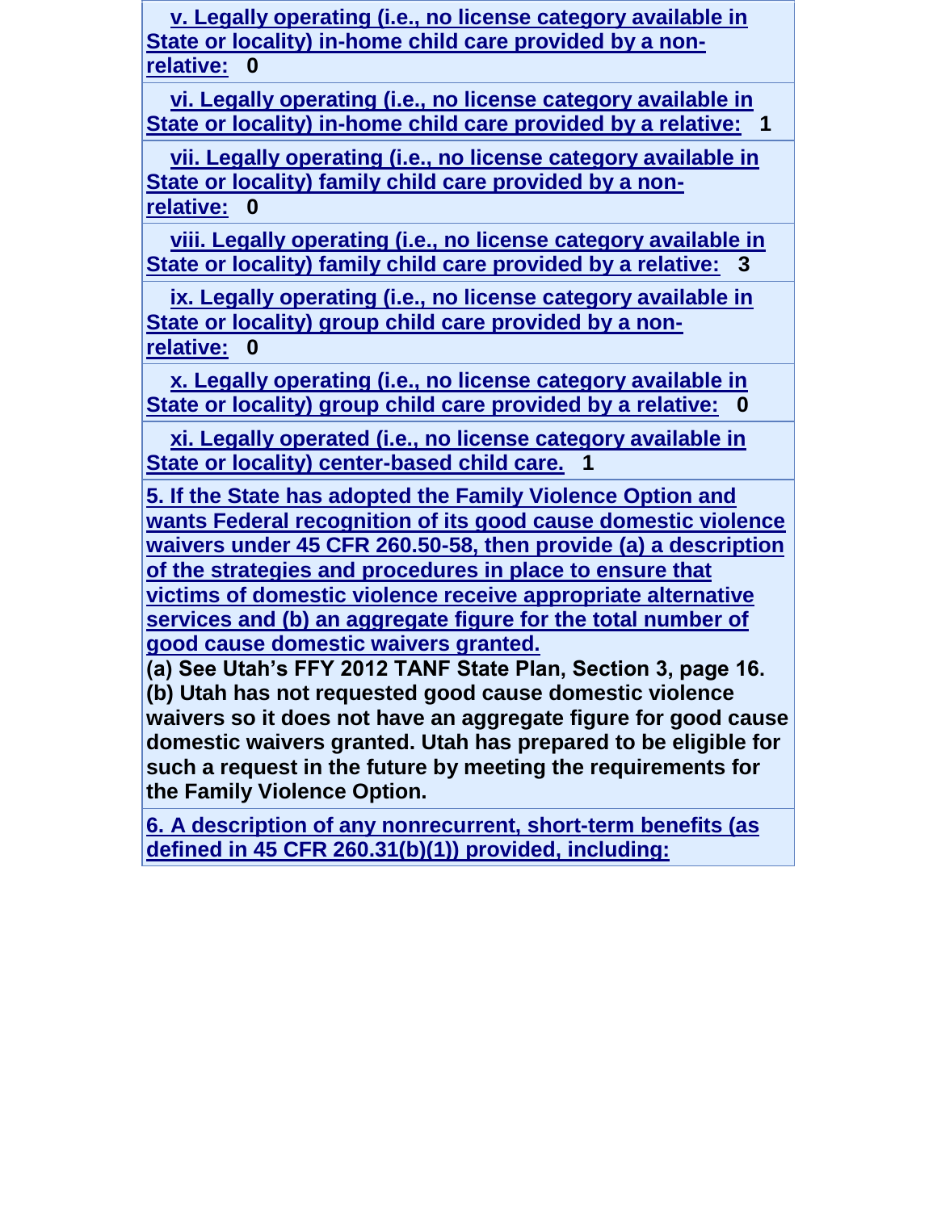**v. Legally operating (i.e., no license category available in State or locality) in-home child care provided by a non-relative:** **0**

**vi. Legally operating (i.e., no license category available in State or locality) in-home child care provided by a relative:** **1**

**vii. Legally operating (i.e., no license category available in State or locality) family child care provided by a non-relative:** **0**

**viii. Legally operating (i.e., no license category available in State or locality) family child care provided by a relative:** **3**

**ix. Legally operating (i.e., no license category available in State or locality) group child care provided by a non-relative:** **0**

**x. Legally operating (i.e., no license category available in State or locality) group child care provided by a relative:** **0**

**xi. Legally operated (i.e., no license category available in State or locality) center-based child care.** **1**

**5. If the State has adopted the Family Violence Option and wants Federal recognition of its good cause domestic violence waivers under 45 CFR 260.50-58, then provide (a) a description of the strategies and procedures in place to ensure that victims of domestic violence receive appropriate alternative services and (b) an aggregate figure for the total number of good cause domestic waivers granted.**

**(a) See Utah's FFY 2012 TANF State Plan, Section 3, page 16.**
**(b) Utah has not requested good cause domestic violence waivers so it does not have an aggregate figure for good cause domestic waivers granted. Utah has prepared to be eligible for such a request in the future by meeting the requirements for the Family Violence Option.**

**6. A description of any nonrecurrent, short-term benefits (as defined in 45 CFR 260.31(b)(1)) provided, including:**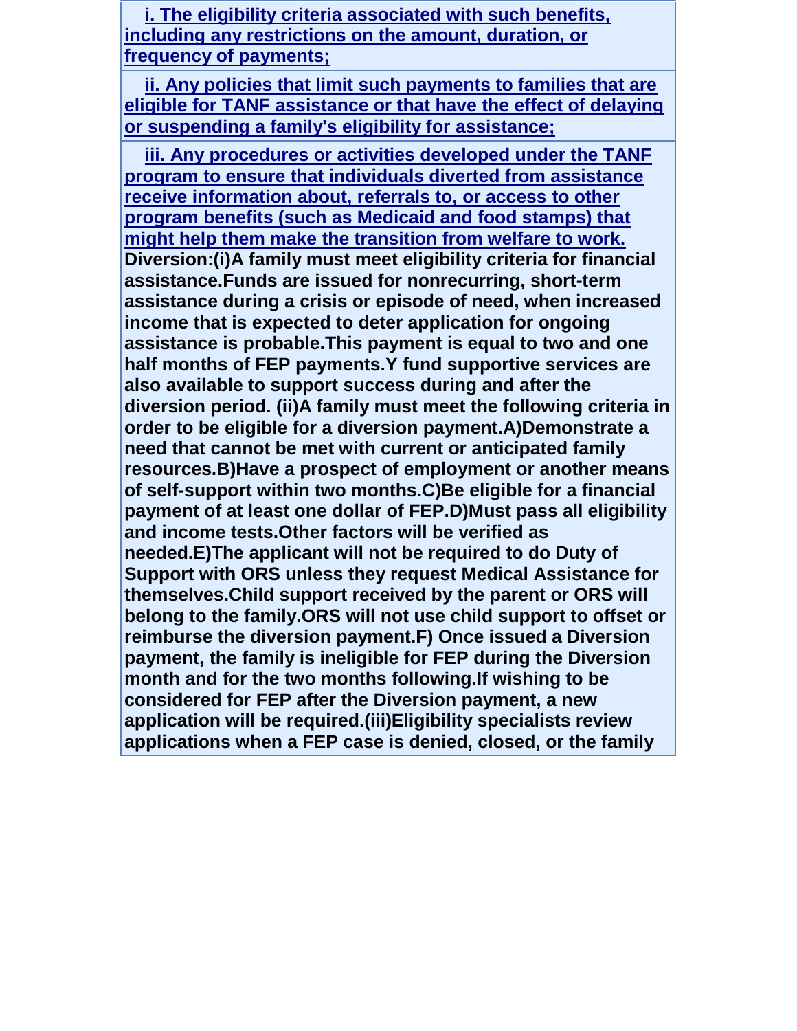**i. The eligibility criteria associated with such benefits, including any restrictions on the amount, duration, or frequency of payments;**

**ii. Any policies that limit such payments to families that are eligible for TANF assistance or that have the effect of delaying or suspending a family's eligibility for assistance;**

**iii. Any procedures or activities developed under the TANF program to ensure that individuals diverted from assistance receive information about, referrals to, or access to other program benefits (such as Medicaid and food stamps) that might help them make the transition from welfare to work.**

**Diversion:(i)A family must meet eligibility criteria for financial assistance.Funds are issued for nonrecurring, short-term assistance during a crisis or episode of need, when increased income that is expected to deter application for ongoing assistance is probable.This payment is equal to two and one half months of FEP payments.Y fund supportive services are also available to support success during and after the diversion period. (ii)A family must meet the following criteria in order to be eligible for a diversion payment.A)Demonstrate a need that cannot be met with current or anticipated family resources.B)Have a prospect of employment or another means of self-support within two months.C)Be eligible for a financial payment of at least one dollar of FEP.D)Must pass all eligibility and income tests.Other factors will be verified as needed.E)The applicant will not be required to do Duty of Support with ORS unless they request Medical Assistance for themselves.Child support received by the parent or ORS will belong to the family.ORS will not use child support to offset or reimburse the diversion payment.F) Once issued a Diversion payment, the family is ineligible for FEP during the Diversion month and for the two months following.If wishing to be considered for FEP after the Diversion payment, a new application will be required.(iii)Eligibility specialists review applications when a FEP case is denied, closed, or the family**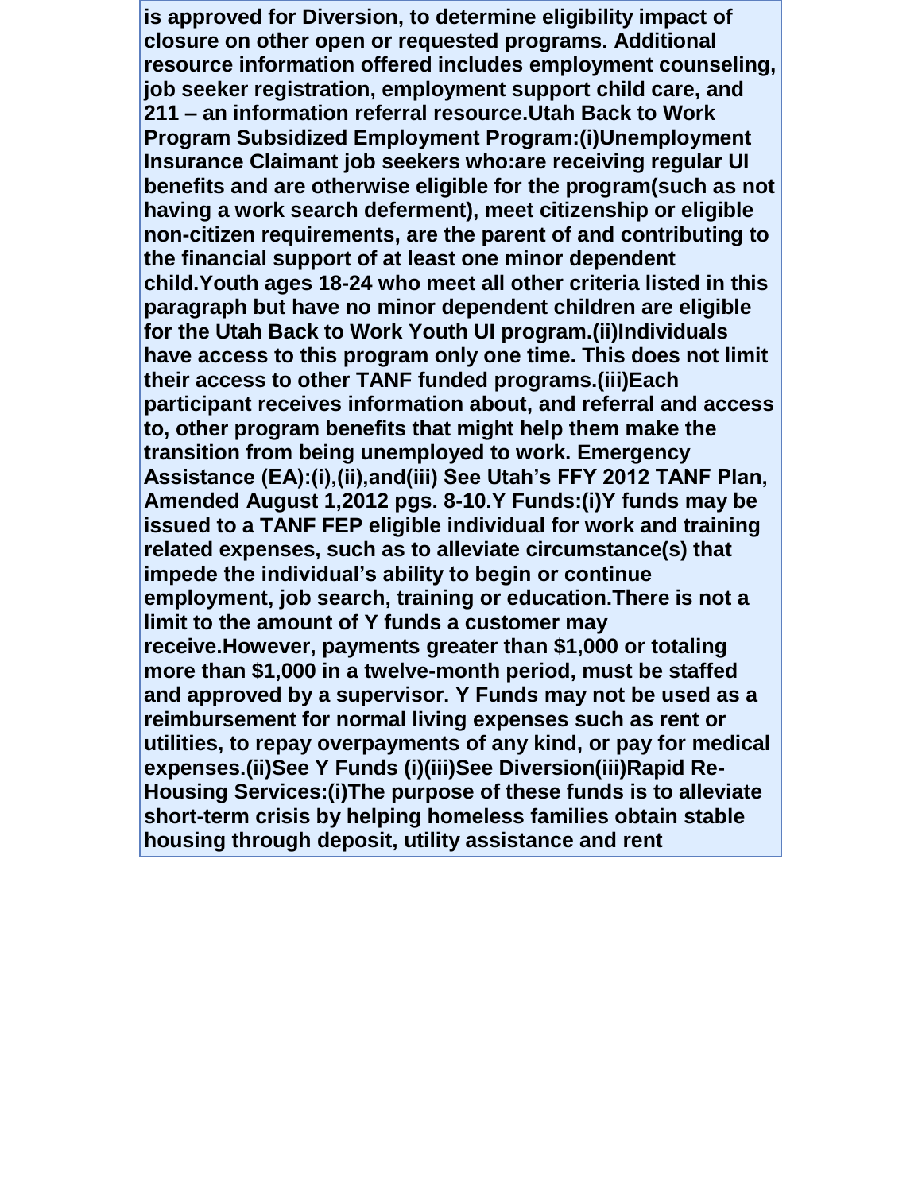**is approved for Diversion, to determine eligibility impact of closure on other open or requested programs. Additional resource information offered includes employment counseling, job seeker registration, employment support child care, and 211 – an information referral resource.Utah Back to Work Program Subsidized Employment Program:(i)Unemployment Insurance Claimant job seekers who:are receiving regular UI benefits and are otherwise eligible for the program(such as not having a work search deferment), meet citizenship or eligible non-citizen requirements, are the parent of and contributing to the financial support of at least one minor dependent child.Youth ages 18-24 who meet all other criteria listed in this paragraph but have no minor dependent children are eligible for the Utah Back to Work Youth UI program.(ii)Individuals have access to this program only one time. This does not limit their access to other TANF funded programs.(iii)Each participant receives information about, and referral and access to, other program benefits that might help them make the transition from being unemployed to work. Emergency Assistance (EA):(i),(ii),and(iii) See Utah's FFY 2012 TANF Plan, Amended August 1,2012 pgs. 8-10.Y Funds:(i)Y funds may be issued to a TANF FEP eligible individual for work and training related expenses, such as to alleviate circumstance(s) that impede the individual's ability to begin or continue employment, job search, training or education.There is not a limit to the amount of Y funds a customer may receive.However, payments greater than $1,000 or totaling more than $1,000 in a twelve-month period, must be staffed and approved by a supervisor. Y Funds may not be used as a reimbursement for normal living expenses such as rent or utilities, to repay overpayments of any kind, or pay for medical expenses.(ii)See Y Funds (i)(iii)See Diversion(iii)Rapid Re-Housing Services:(i)The purpose of these funds is to alleviate short-term crisis by helping homeless families obtain stable housing through deposit, utility assistance and rent**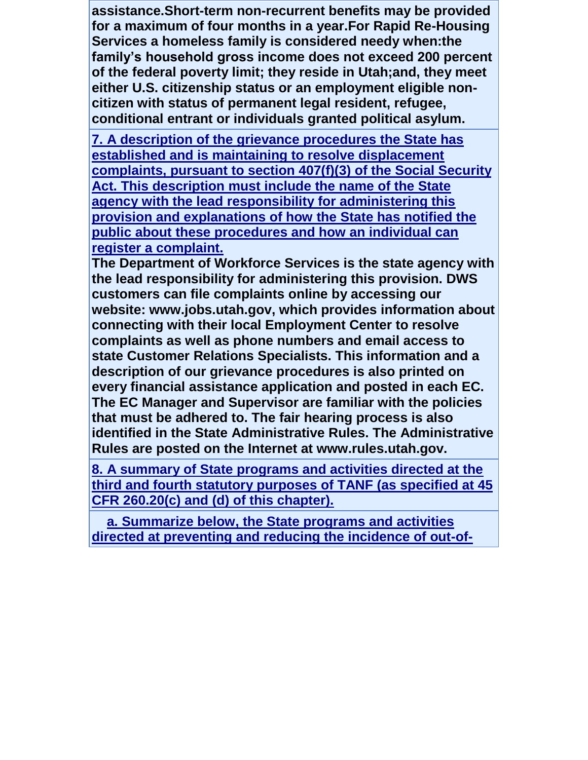**assistance.Short-term non-recurrent benefits may be provided for a maximum of four months in a year.For Rapid Re-Housing Services a homeless family is considered needy when:the family's household gross income does not exceed 200 percent of the federal poverty limit; they reside in Utah;and, they meet either U.S. citizenship status or an employment eligible non-citizen with status of permanent legal resident, refugee, conditional entrant or individuals granted political asylum.**

**7. A description of the grievance procedures the State has established and is maintaining to resolve displacement complaints, pursuant to section 407(f)(3) of the Social Security Act. This description must include the name of the State agency with the lead responsibility for administering this provision and explanations of how the State has notified the public about these procedures and how an individual can register a complaint.**

**The Department of Workforce Services is the state agency with the lead responsibility for administering this provision. DWS customers can file complaints online by accessing our website: www.jobs.utah.gov, which provides information about connecting with their local Employment Center to resolve complaints as well as phone numbers and email access to state Customer Relations Specialists. This information and a description of our grievance procedures is also printed on every financial assistance application and posted in each EC. The EC Manager and Supervisor are familiar with the policies that must be adhered to. The fair hearing process is also identified in the State Administrative Rules. The Administrative Rules are posted on the Internet at www.rules.utah.gov.**

**8. A summary of State programs and activities directed at the third and fourth statutory purposes of TANF (as specified at 45 CFR 260.20(c) and (d) of this chapter).**

**a. Summarize below, the State programs and activities directed at preventing and reducing the incidence of out-of-**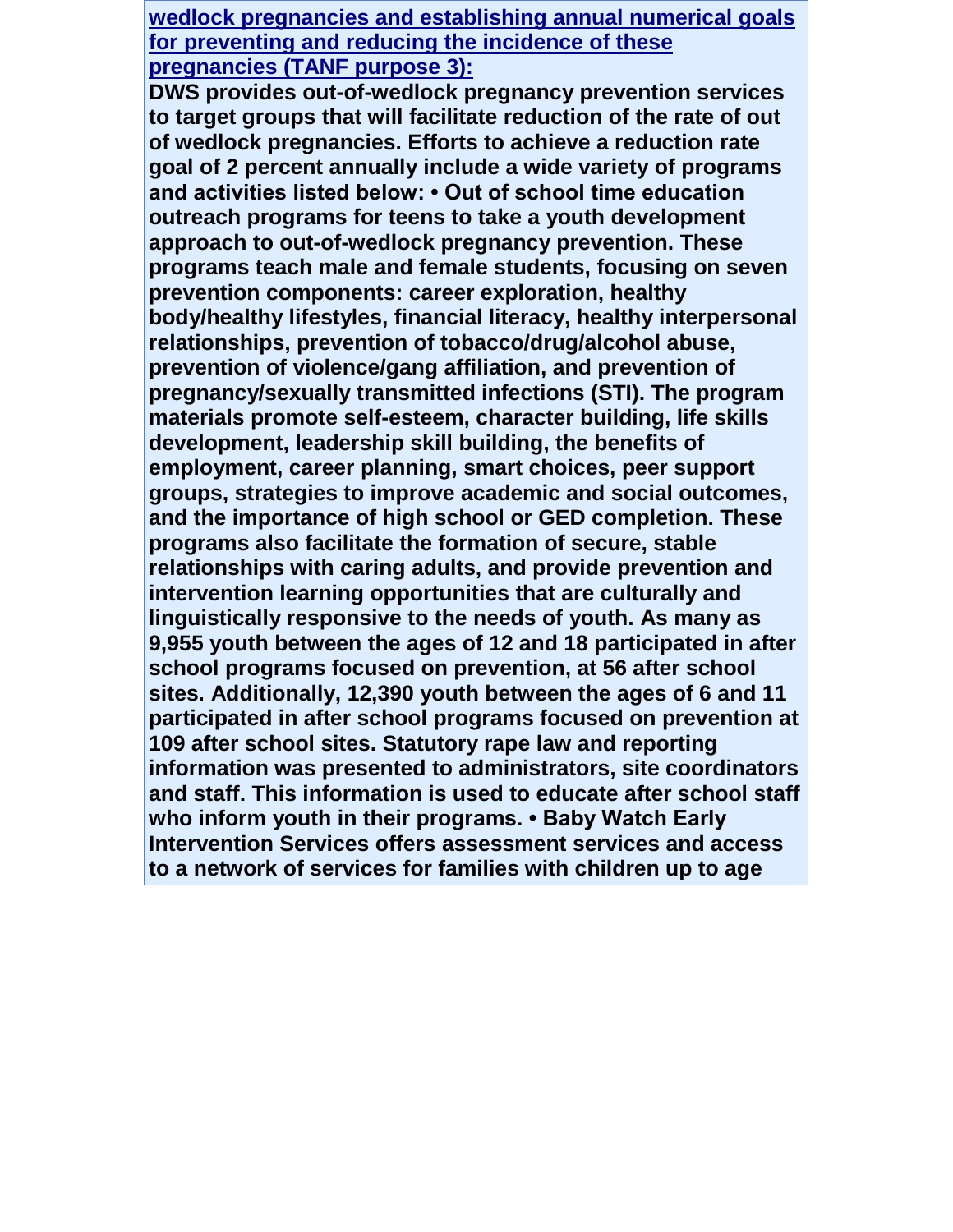**wedlock pregnancies and establishing annual numerical goals for preventing and reducing the incidence of these pregnancies (TANF purpose 3):**

**DWS provides out-of-wedlock pregnancy prevention services to target groups that will facilitate reduction of the rate of out of wedlock pregnancies. Efforts to achieve a reduction rate goal of 2 percent annually include a wide variety of programs and activities listed below: • Out of school time education outreach programs for teens to take a youth development approach to out-of-wedlock pregnancy prevention. These programs teach male and female students, focusing on seven prevention components: career exploration, healthy body/healthy lifestyles, financial literacy, healthy interpersonal relationships, prevention of tobacco/drug/alcohol abuse, prevention of violence/gang affiliation, and prevention of pregnancy/sexually transmitted infections (STI). The program materials promote self-esteem, character building, life skills development, leadership skill building, the benefits of employment, career planning, smart choices, peer support groups, strategies to improve academic and social outcomes, and the importance of high school or GED completion. These programs also facilitate the formation of secure, stable relationships with caring adults, and provide prevention and intervention learning opportunities that are culturally and linguistically responsive to the needs of youth. As many as 9,955 youth between the ages of 12 and 18 participated in after school programs focused on prevention, at 56 after school sites. Additionally, 12,390 youth between the ages of 6 and 11 participated in after school programs focused on prevention at 109 after school sites. Statutory rape law and reporting information was presented to administrators, site coordinators and staff. This information is used to educate after school staff who inform youth in their programs. • Baby Watch Early Intervention Services offers assessment services and access to a network of services for families with children up to age**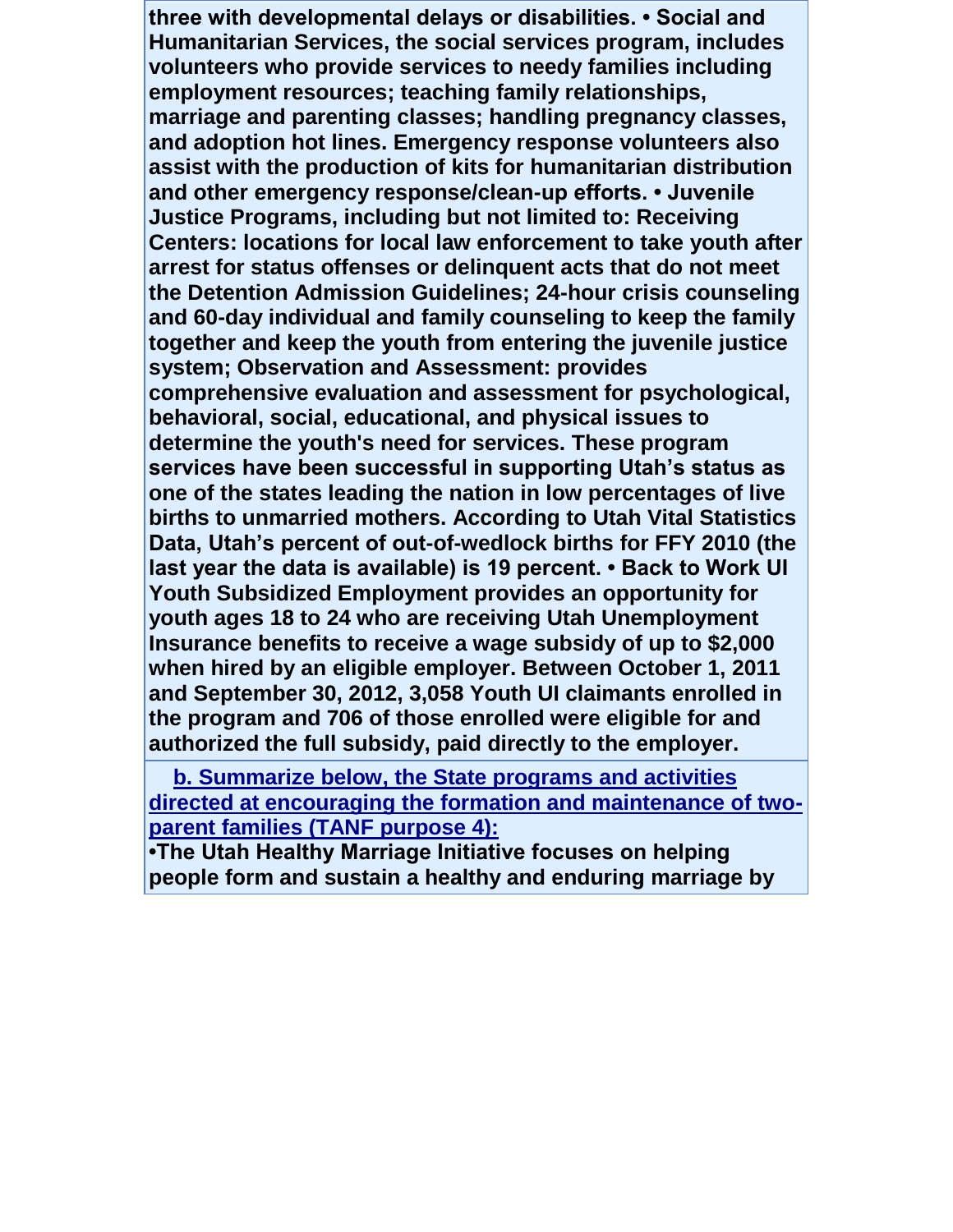**three with developmental delays or disabilities. • Social and Humanitarian Services, the social services program, includes volunteers who provide services to needy families including employment resources; teaching family relationships, marriage and parenting classes; handling pregnancy classes, and adoption hot lines. Emergency response volunteers also assist with the production of kits for humanitarian distribution and other emergency response/clean-up efforts. • Juvenile Justice Programs, including but not limited to: Receiving Centers: locations for local law enforcement to take youth after arrest for status offenses or delinquent acts that do not meet the Detention Admission Guidelines; 24-hour crisis counseling and 60-day individual and family counseling to keep the family together and keep the youth from entering the juvenile justice system; Observation and Assessment: provides comprehensive evaluation and assessment for psychological, behavioral, social, educational, and physical issues to determine the youth's need for services. These program services have been successful in supporting Utah's status as one of the states leading the nation in low percentages of live births to unmarried mothers. According to Utah Vital Statistics Data, Utah's percent of out-of-wedlock births for FFY 2010 (the last year the data is available) is 19 percent. • Back to Work UI Youth Subsidized Employment provides an opportunity for youth ages 18 to 24 who are receiving Utah Unemployment Insurance benefits to receive a wage subsidy of up to $2,000 when hired by an eligible employer. Between October 1, 2011 and September 30, 2012, 3,058 Youth UI claimants enrolled in the program and 706 of those enrolled were eligible for and authorized the full subsidy, paid directly to the employer.**

**b. Summarize below, the State programs and activities directed at encouraging the formation and maintenance of two-parent families (TANF purpose 4):**

**•The Utah Healthy Marriage Initiative focuses on helping people form and sustain a healthy and enduring marriage by**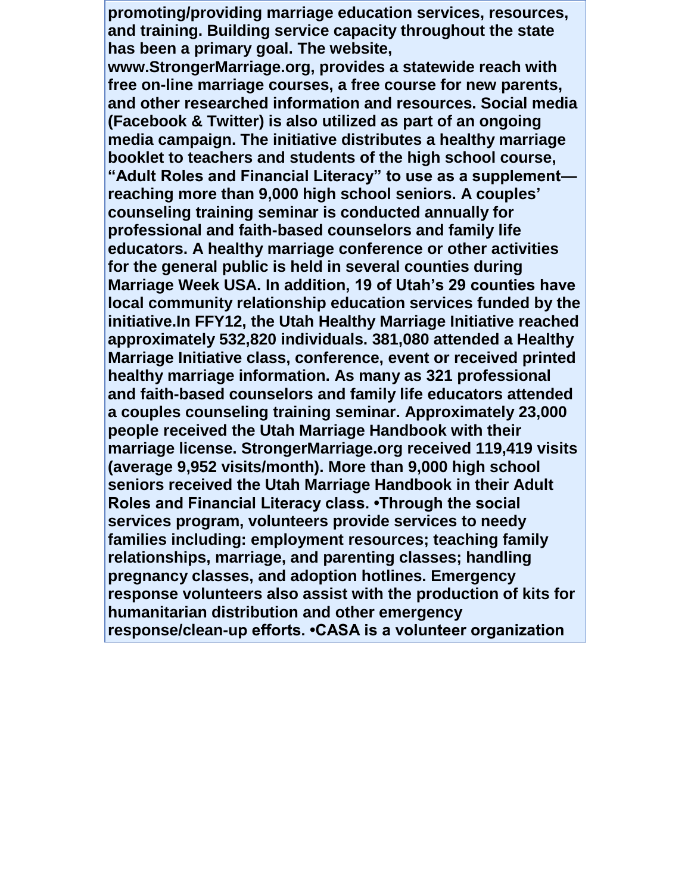**promoting/providing marriage education services, resources, and training. Building service capacity throughout the state has been a primary goal. The website, www.StrongerMarriage.org, provides a statewide reach with free on-line marriage courses, a free course for new parents, and other researched information and resources. Social media (Facebook & Twitter) is also utilized as part of an ongoing media campaign. The initiative distributes a healthy marriage booklet to teachers and students of the high school course, "Adult Roles and Financial Literacy" to use as a supplement—reaching more than 9,000 high school seniors. A couples' counseling training seminar is conducted annually for professional and faith-based counselors and family life educators. A healthy marriage conference or other activities for the general public is held in several counties during Marriage Week USA. In addition, 19 of Utah's 29 counties have local community relationship education services funded by the initiative.In FFY12, the Utah Healthy Marriage Initiative reached approximately 532,820 individuals. 381,080 attended a Healthy Marriage Initiative class, conference, event or received printed healthy marriage information. As many as 321 professional and faith-based counselors and family life educators attended a couples counseling training seminar. Approximately 23,000 people received the Utah Marriage Handbook with their marriage license. StrongerMarriage.org received 119,419 visits (average 9,952 visits/month). More than 9,000 high school seniors received the Utah Marriage Handbook in their Adult Roles and Financial Literacy class. •Through the social services program, volunteers provide services to needy families including: employment resources; teaching family relationships, marriage, and parenting classes; handling pregnancy classes, and adoption hotlines. Emergency response volunteers also assist with the production of kits for humanitarian distribution and other emergency response/clean-up efforts. •CASA is a volunteer organization**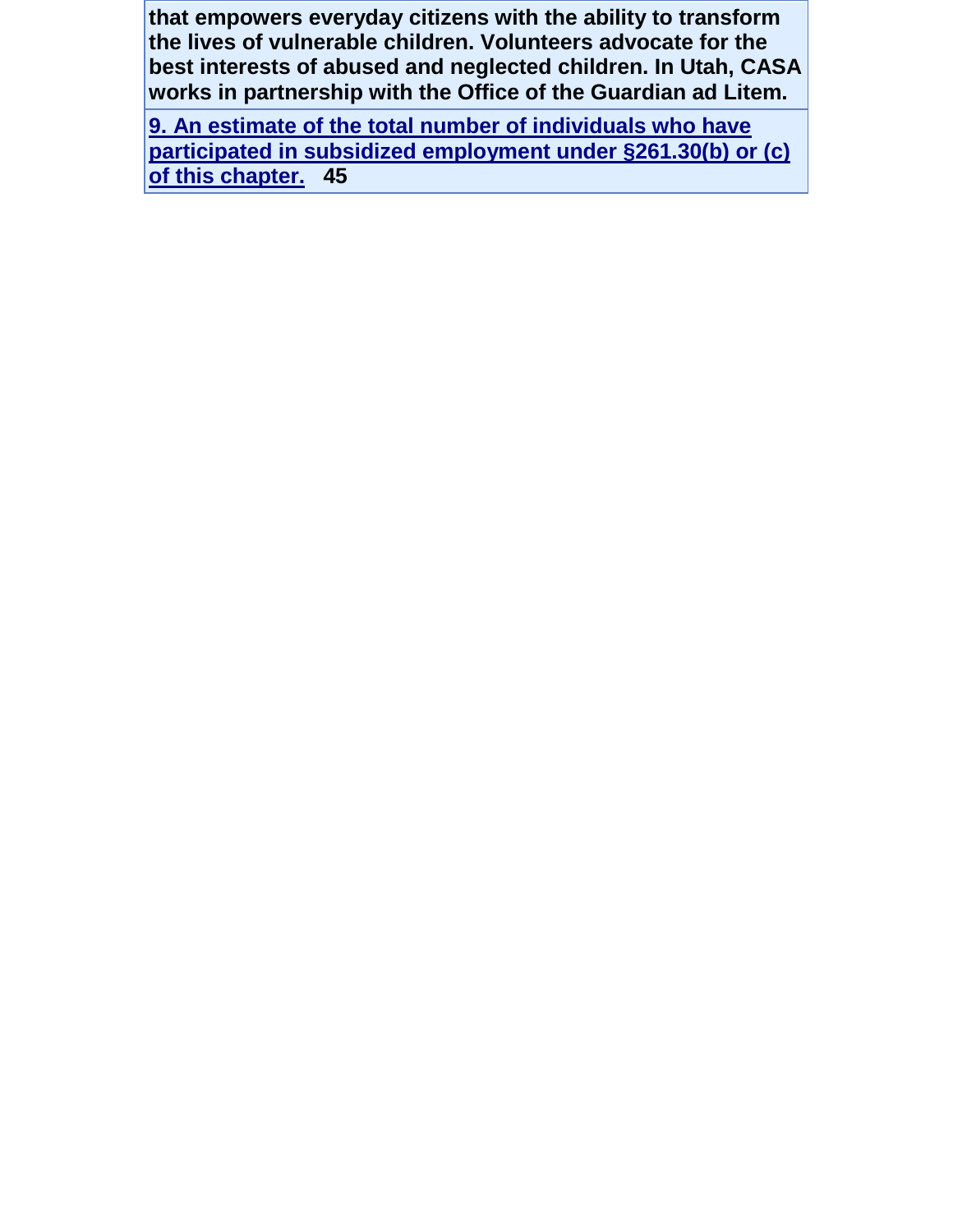**that empowers everyday citizens with the ability to transform the lives of vulnerable children. Volunteers advocate for the best interests of abused and neglected children. In Utah, CASA works in partnership with the Office of the Guardian ad Litem.**

**9. An estimate of the total number of individuals who have participated in subsidized employment under §261.30(b) or (c) of this chapter.** **45**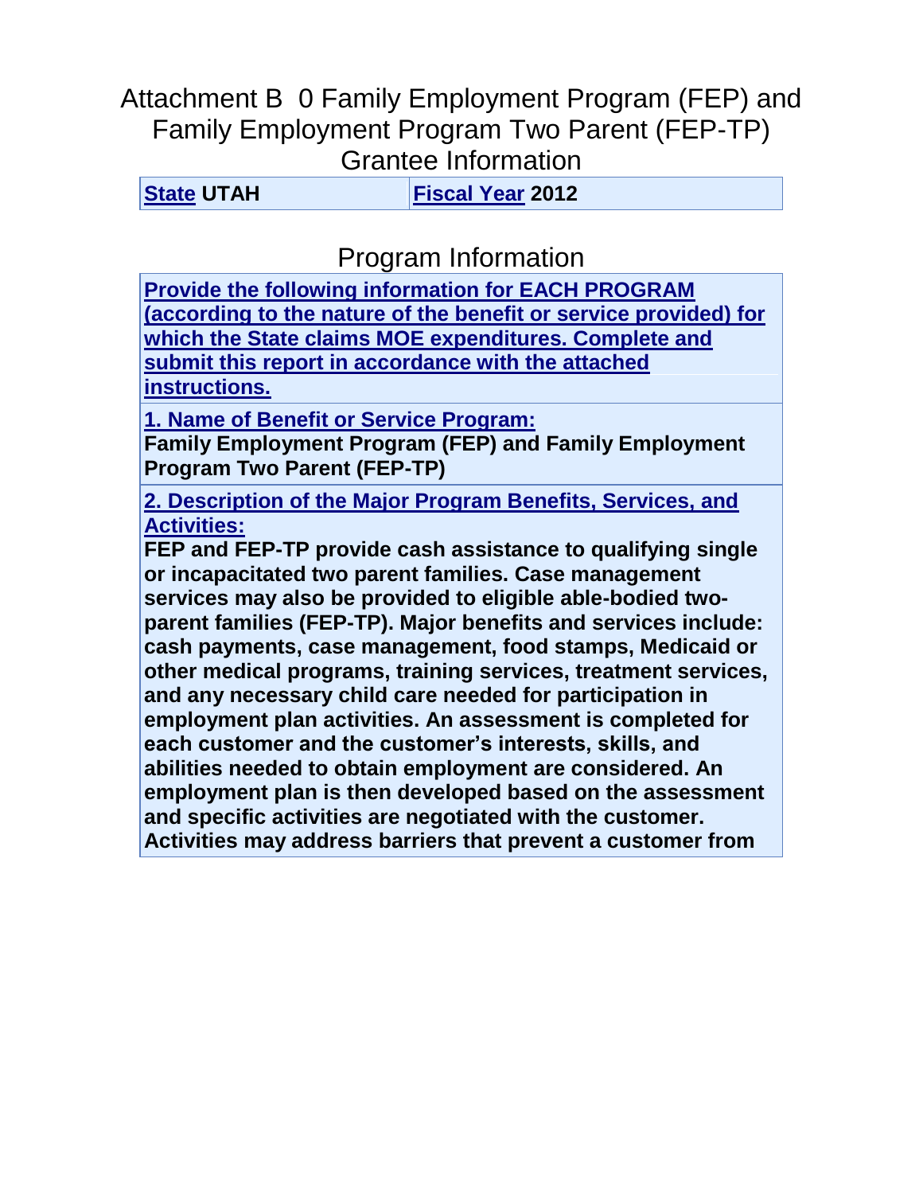# Attachment B 0 Family Employment Program (FEP) and Family Employment Program Two Parent (FEP-TP) Grantee Information

| **State** UTAH | **Fiscal Year** 2012 |
|---|---|

## Program Information

**Provide the following information for EACH PROGRAM (according to the nature of the benefit or service provided) for which the State claims MOE expenditures. Complete and submit this report in accordance with the attached instructions.**

**1. Name of Benefit or Service Program:**
**Family Employment Program (FEP) and Family Employment Program Two Parent (FEP-TP)**

**2. Description of the Major Program Benefits, Services, and Activities:**
**FEP and FEP-TP provide cash assistance to qualifying single or incapacitated two parent families. Case management services may also be provided to eligible able-bodied two-parent families (FEP-TP). Major benefits and services include: cash payments, case management, food stamps, Medicaid or other medical programs, training services, treatment services, and any necessary child care needed for participation in employment plan activities. An assessment is completed for each customer and the customer's interests, skills, and abilities needed to obtain employment are considered. An employment plan is then developed based on the assessment and specific activities are negotiated with the customer. Activities may address barriers that prevent a customer from**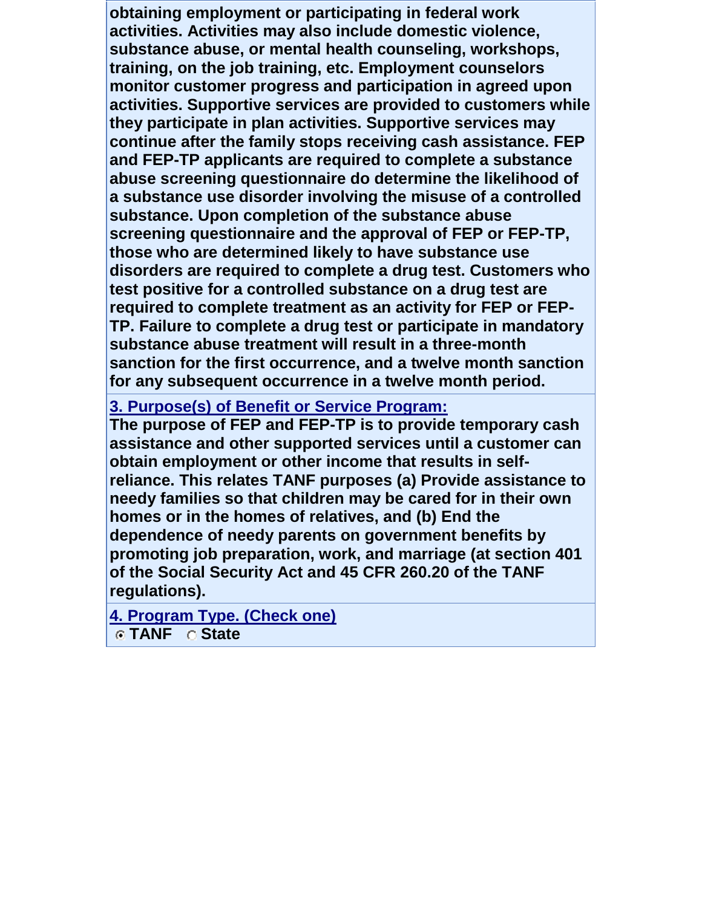**obtaining employment or participating in federal work activities. Activities may also include domestic violence, substance abuse, or mental health counseling, workshops, training, on the job training, etc. Employment counselors monitor customer progress and participation in agreed upon activities. Supportive services are provided to customers while they participate in plan activities. Supportive services may continue after the family stops receiving cash assistance. FEP and FEP-TP applicants are required to complete a substance abuse screening questionnaire do determine the likelihood of a substance use disorder involving the misuse of a controlled substance. Upon completion of the substance abuse screening questionnaire and the approval of FEP or FEP-TP, those who are determined likely to have substance use disorders are required to complete a drug test. Customers who test positive for a controlled substance on a drug test are required to complete treatment as an activity for FEP or FEP-TP. Failure to complete a drug test or participate in mandatory substance abuse treatment will result in a three-month sanction for the first occurrence, and a twelve month sanction for any subsequent occurrence in a twelve month period.**

**3. Purpose(s) of Benefit or Service Program:**

**The purpose of FEP and FEP-TP is to provide temporary cash assistance and other supported services until a customer can obtain employment or other income that results in self-reliance. This relates TANF purposes (a) Provide assistance to needy families so that children may be cared for in their own homes or in the homes of relatives, and (b) End the dependence of needy parents on government benefits by promoting job preparation, work, and marriage (at section 401 of the Social Security Act and 45 CFR 260.20 of the TANF regulations).**

**4. Program Type. (Check one)**

- [x] **TANF**
- [ ] **State**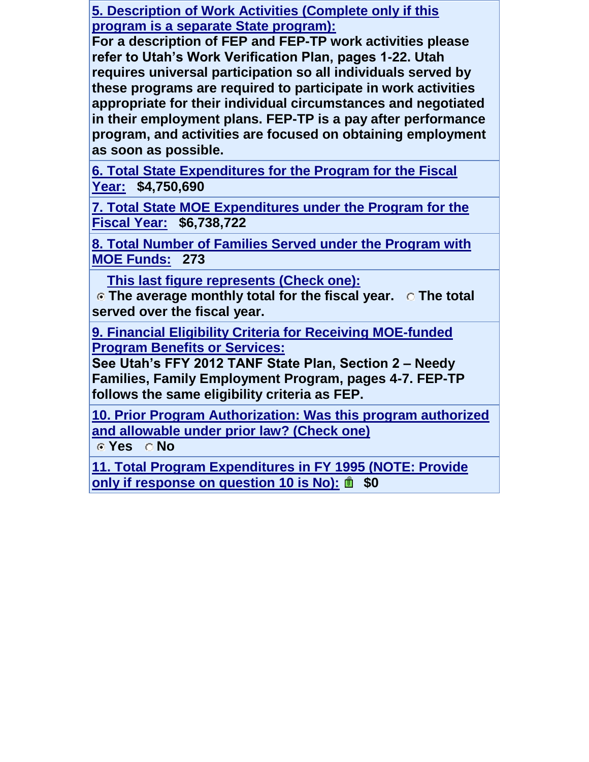**5. Description of Work Activities (Complete only if this program is a separate State program):**

**For a description of FEP and FEP-TP work activities please refer to Utah's Work Verification Plan, pages 1-22. Utah requires universal participation so all individuals served by these programs are required to participate in work activities appropriate for their individual circumstances and negotiated in their employment plans. FEP-TP is a pay after performance program, and activities are focused on obtaining employment as soon as possible.**

**6. Total State Expenditures for the Program for the Fiscal Year:** **$4,750,690**

**7. Total State MOE Expenditures under the Program for the Fiscal Year:** **$6,738,722**

**8. Total Number of Families Served under the Program with MOE Funds:** **273**

**This last figure represents (Check one):**

- (●) **The average monthly total for the fiscal year.**
- ( ) **The total served over the fiscal year.**

**9. Financial Eligibility Criteria for Receiving MOE-funded Program Benefits or Services:**

**See Utah's FFY 2012 TANF State Plan, Section 2 – Needy Families, Family Employment Program, pages 4-7. FEP-TP follows the same eligibility criteria as FEP.**

**10. Prior Program Authorization: Was this program authorized and allowable under prior law? (Check one)**

- (●) **Yes**
- ( ) **No**

**11. Total Program Expenditures in FY 1995 (NOTE: Provide only if response on question 10 is No):** **$0**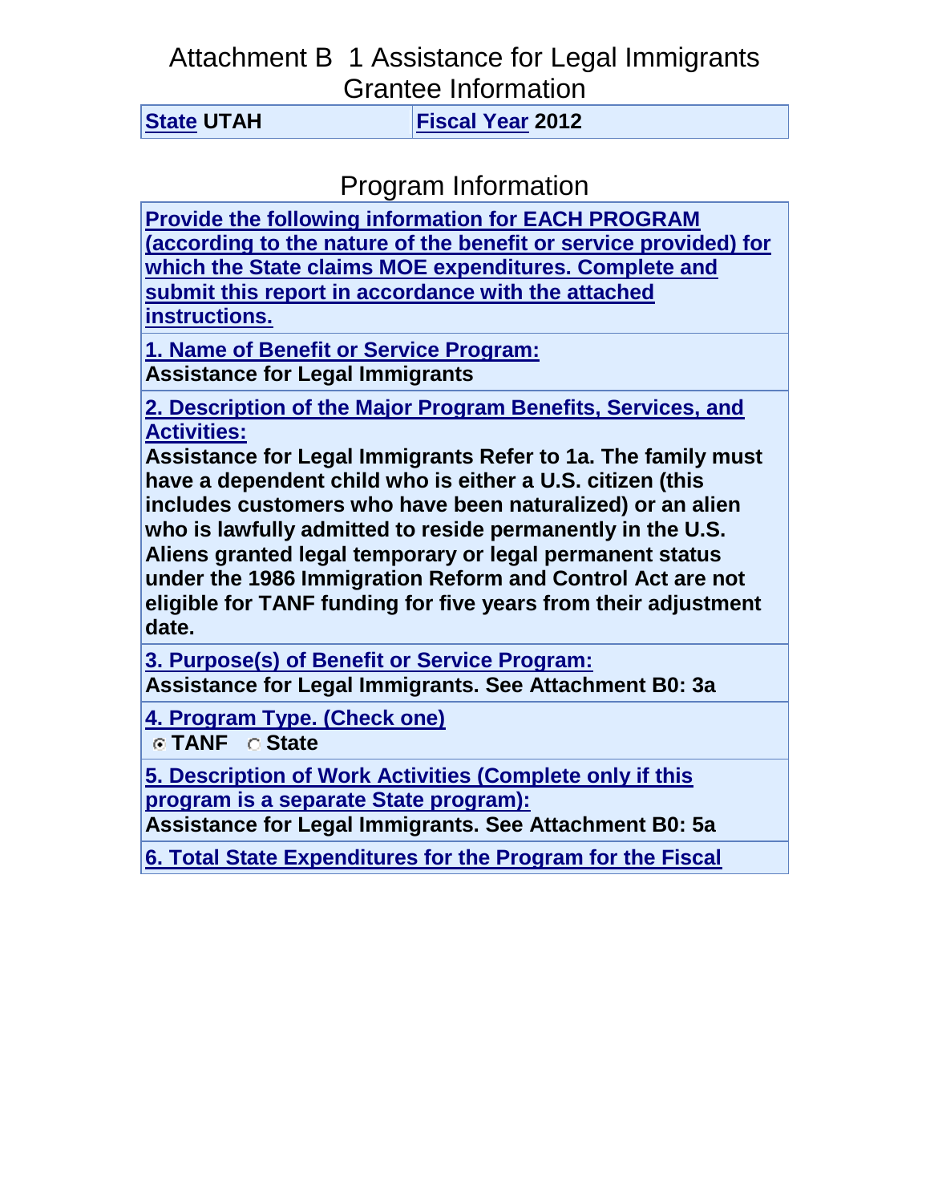# Attachment B 1 Assistance for Legal Immigrants

## Grantee Information

| State UTAH | Fiscal Year 2012 |
|---|---|

## Program Information

**Provide the following information for EACH PROGRAM (according to the nature of the benefit or service provided) for which the State claims MOE expenditures. Complete and submit this report in accordance with the attached instructions.**

**1. Name of Benefit or Service Program:**

**Assistance for Legal Immigrants**

**2. Description of the Major Program Benefits, Services, and Activities:**

**Assistance for Legal Immigrants Refer to 1a. The family must have a dependent child who is either a U.S. citizen (this includes customers who have been naturalized) or an alien who is lawfully admitted to reside permanently in the U.S. Aliens granted legal temporary or legal permanent status under the 1986 Immigration Reform and Control Act are not eligible for TANF funding for five years from their adjustment date.**

**3. Purpose(s) of Benefit or Service Program:**

**Assistance for Legal Immigrants. See Attachment B0: 3a**

**4. Program Type. (Check one)**

- [x] **TANF**
- [ ] **State**

**5. Description of Work Activities (Complete only if this program is a separate State program):**

**Assistance for Legal Immigrants. See Attachment B0: 5a**

**6. Total State Expenditures for the Program for the Fiscal**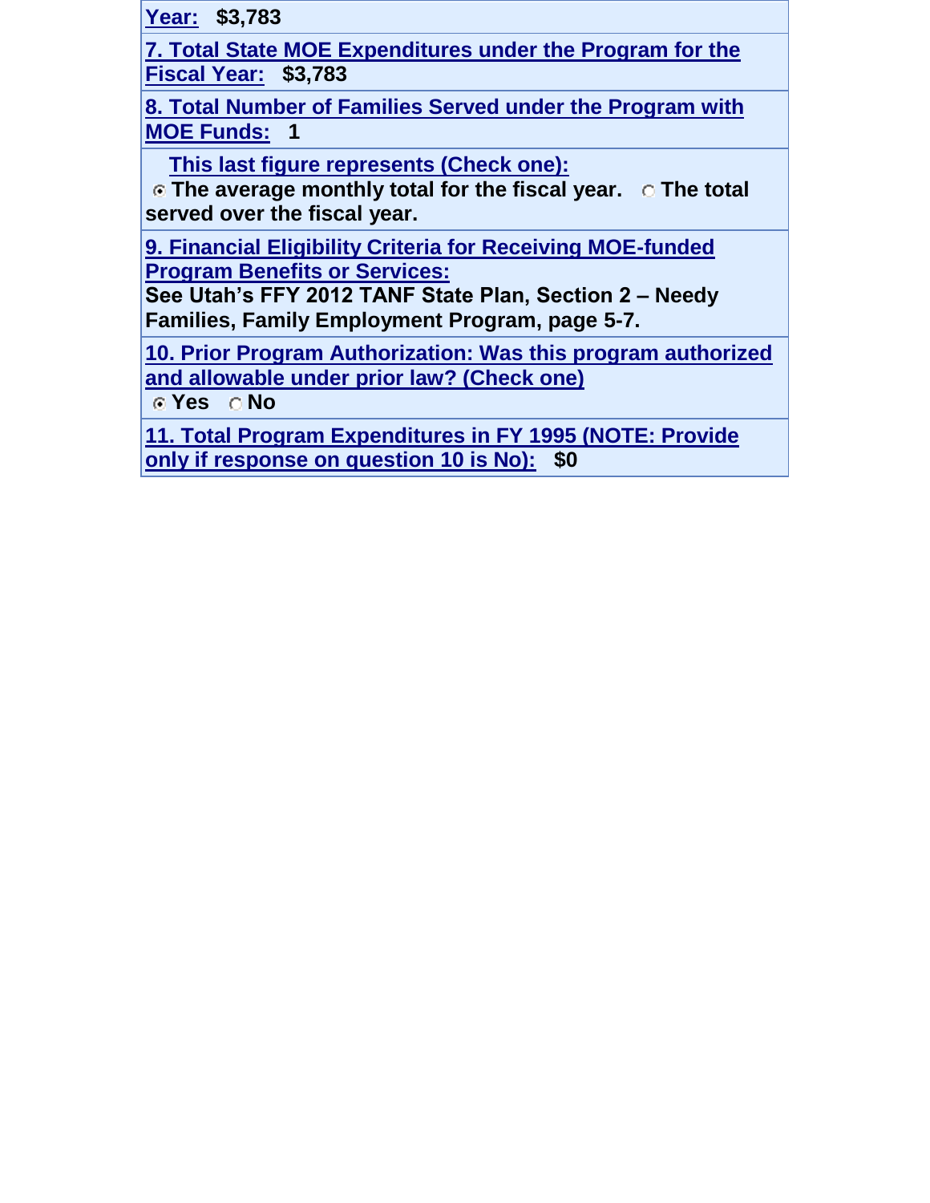**Year:** $3,783

**7. Total State MOE Expenditures under the Program for the Fiscal Year:** $3,783

**8. Total Number of Families Served under the Program with MOE Funds:** 1

**This last figure represents (Check one):**
(●) The average monthly total for the fiscal year. ( ) The total served over the fiscal year.

**9. Financial Eligibility Criteria for Receiving MOE-funded Program Benefits or Services:**
See Utah's FFY 2012 TANF State Plan, Section 2 – Needy Families, Family Employment Program, page 5-7.

**10. Prior Program Authorization: Was this program authorized and allowable under prior law? (Check one)**
(●) Yes ( ) No

**11. Total Program Expenditures in FY 1995 (NOTE: Provide only if response on question 10 is No):** $0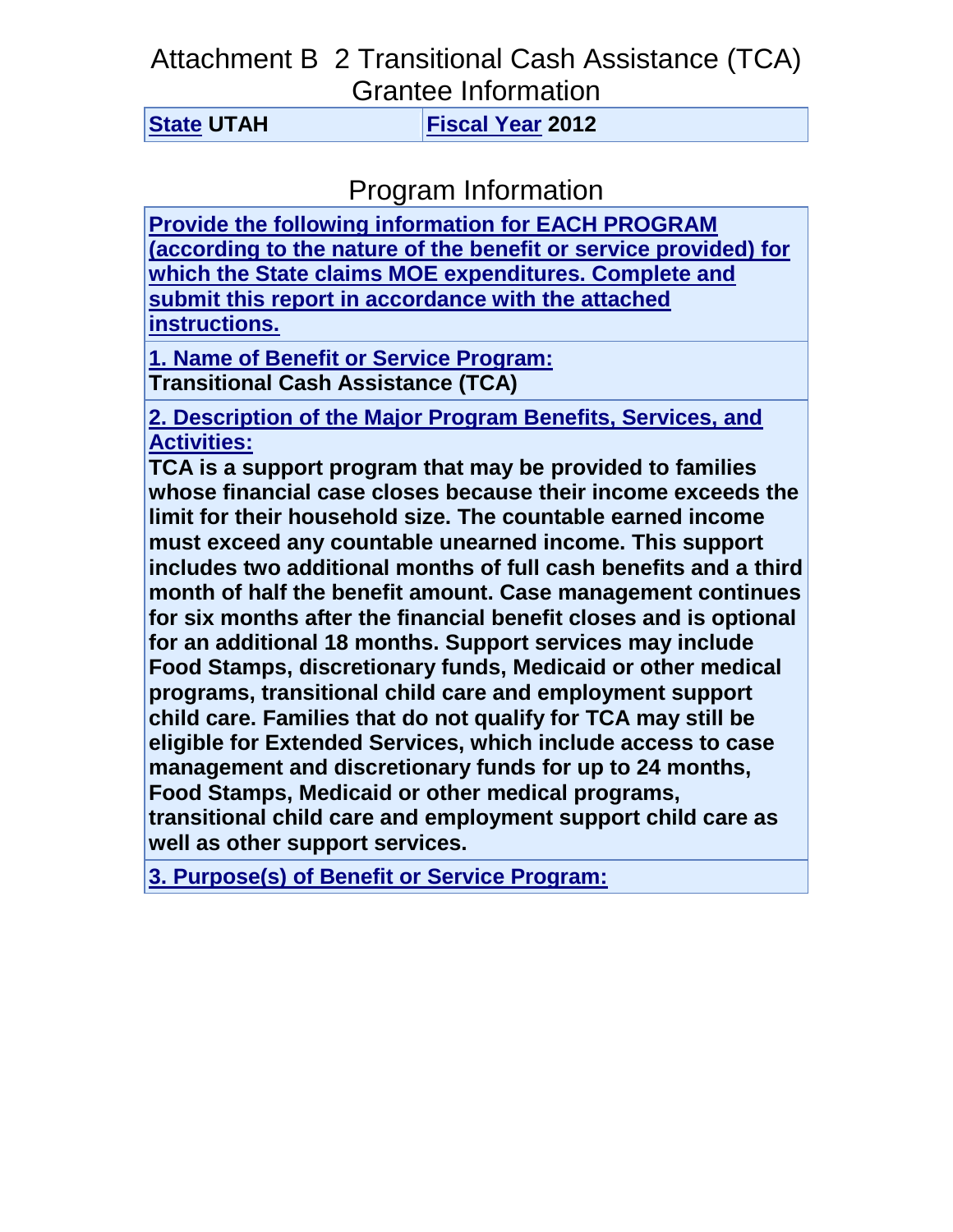# Attachment B 2 Transitional Cash Assistance (TCA) Grantee Information

| State UTAH | Fiscal Year 2012 |
|---|---|

## Program Information

**Provide the following information for EACH PROGRAM (according to the nature of the benefit or service provided) for which the State claims MOE expenditures. Complete and submit this report in accordance with the attached instructions.**

**1. Name of Benefit or Service Program:**

**Transitional Cash Assistance (TCA)**

**2. Description of the Major Program Benefits, Services, and Activities:**

**TCA is a support program that may be provided to families whose financial case closes because their income exceeds the limit for their household size. The countable earned income must exceed any countable unearned income. This support includes two additional months of full cash benefits and a third month of half the benefit amount. Case management continues for six months after the financial benefit closes and is optional for an additional 18 months. Support services may include Food Stamps, discretionary funds, Medicaid or other medical programs, transitional child care and employment support child care. Families that do not qualify for TCA may still be eligible for Extended Services, which include access to case management and discretionary funds for up to 24 months, Food Stamps, Medicaid or other medical programs, transitional child care and employment support child care as well as other support services.**

**3. Purpose(s) of Benefit or Service Program:**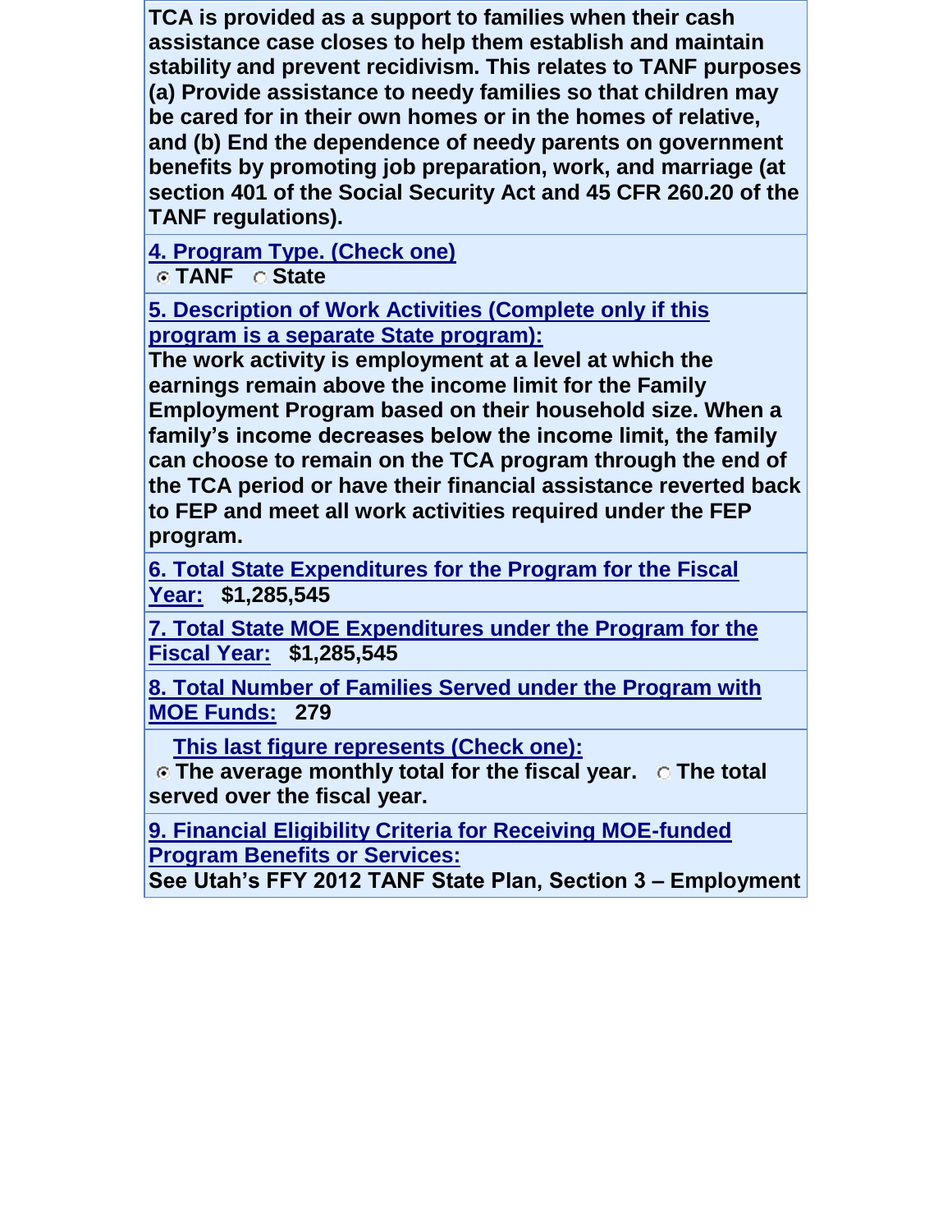TCA is provided as a support to families when their cash assistance case closes to help them establish and maintain stability and prevent recidivism. This relates to TANF purposes (a) Provide assistance to needy families so that children may be cared for in their own homes or in the homes of relative, and (b) End the dependence of needy parents on government benefits by promoting job preparation, work, and marriage (at section 401 of the Social Security Act and 45 CFR 260.20 of the TANF regulations).

**4. Program Type. (Check one)**

◉ TANF ○ State

**5. Description of Work Activities (Complete only if this program is a separate State program):**

The work activity is employment at a level at which the earnings remain above the income limit for the Family Employment Program based on their household size. When a family's income decreases below the income limit, the family can choose to remain on the TCA program through the end of the TCA period or have their financial assistance reverted back to FEP and meet all work activities required under the FEP program.

**6. Total State Expenditures for the Program for the Fiscal Year:** $1,285,545

**7. Total State MOE Expenditures under the Program for the Fiscal Year:** $1,285,545

**8. Total Number of Families Served under the Program with MOE Funds:** 279

**This last figure represents (Check one):**

◉ The average monthly total for the fiscal year. ○ The total served over the fiscal year.

**9. Financial Eligibility Criteria for Receiving MOE-funded Program Benefits or Services:**

See Utah's FFY 2012 TANF State Plan, Section 3 – Employment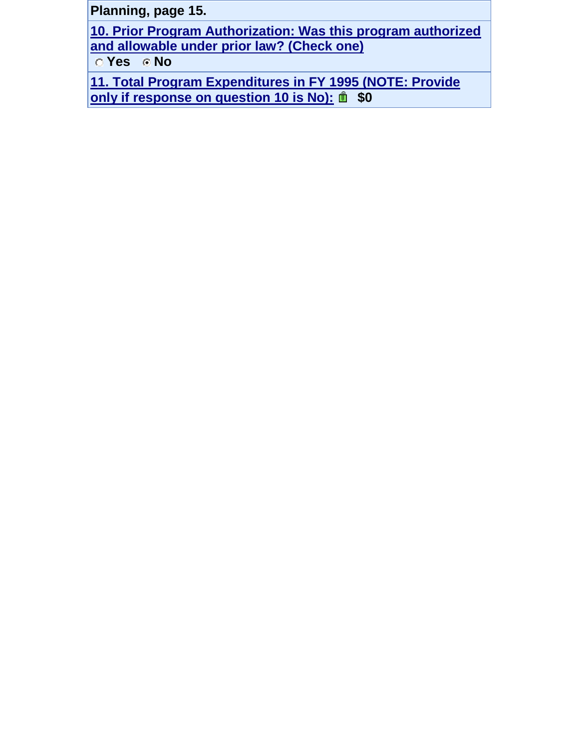Planning, page 15.

**10. Prior Program Authorization: Was this program authorized and allowable under prior law? (Check one)**

○ Yes ● No

**11. Total Program Expenditures in FY 1995 (NOTE: Provide only if response on question 10 is No):** $0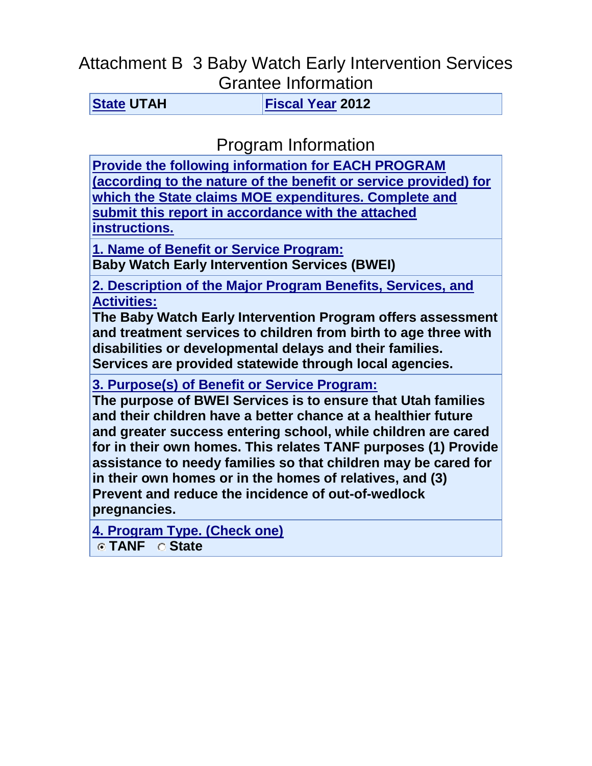# Attachment B 3 Baby Watch Early Intervention Services Grantee Information

| State UTAH | Fiscal Year 2012 |
| --- | --- |

## Program Information

**Provide the following information for EACH PROGRAM (according to the nature of the benefit or service provided) for which the State claims MOE expenditures. Complete and submit this report in accordance with the attached instructions.**

**1. Name of Benefit or Service Program:**

**Baby Watch Early Intervention Services (BWEI)**

**2. Description of the Major Program Benefits, Services, and Activities:**

**The Baby Watch Early Intervention Program offers assessment and treatment services to children from birth to age three with disabilities or developmental delays and their families. Services are provided statewide through local agencies.**

**3. Purpose(s) of Benefit or Service Program:**

**The purpose of BWEI Services is to ensure that Utah families and their children have a better chance at a healthier future and greater success entering school, while children are cared for in their own homes. This relates TANF purposes (1) Provide assistance to needy families so that children may be cared for in their own homes or in the homes of relatives, and (3) Prevent and reduce the incidence of out-of-wedlock pregnancies.**

**4. Program Type. (Check one)**

- [x] **TANF**
- [ ] **State**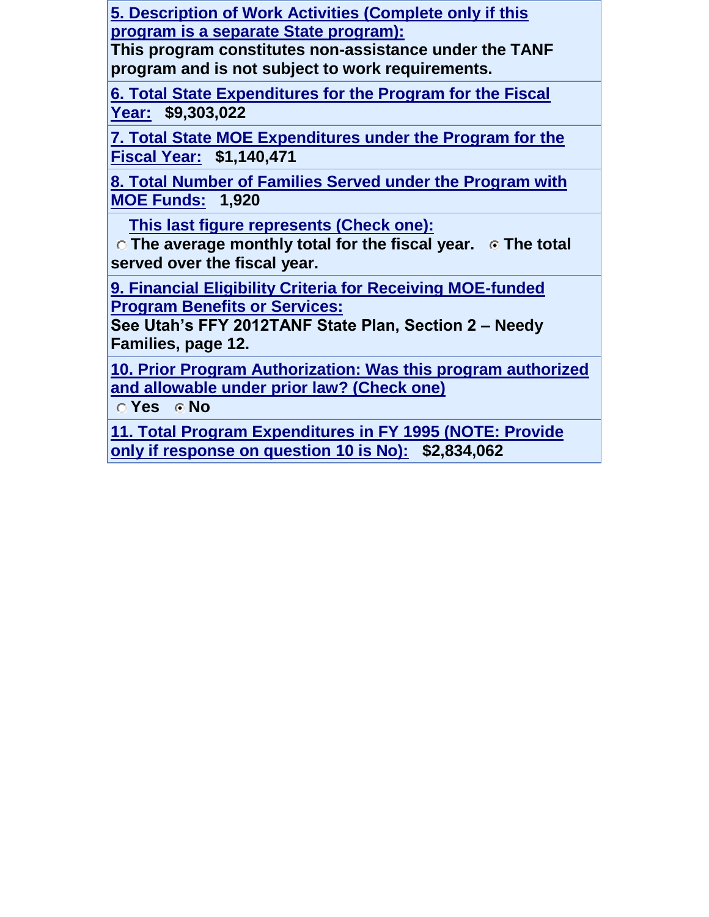**5. Description of Work Activities (Complete only if this program is a separate State program):**
This program constitutes non-assistance under the TANF program and is not subject to work requirements.

**6. Total State Expenditures for the Program for the Fiscal Year:** $9,303,022

**7. Total State MOE Expenditures under the Program for the Fiscal Year:** $1,140,471

**8. Total Number of Families Served under the Program with MOE Funds:** 1,920

**This last figure represents (Check one):**
○ The average monthly total for the fiscal year. ◉ The total served over the fiscal year.

**9. Financial Eligibility Criteria for Receiving MOE-funded Program Benefits or Services:**
See Utah's FFY 2012TANF State Plan, Section 2 – Needy Families, page 12.

**10. Prior Program Authorization: Was this program authorized and allowable under prior law? (Check one)**
○ Yes ◉ No

**11. Total Program Expenditures in FY 1995 (NOTE: Provide only if response on question 10 is No):** $2,834,062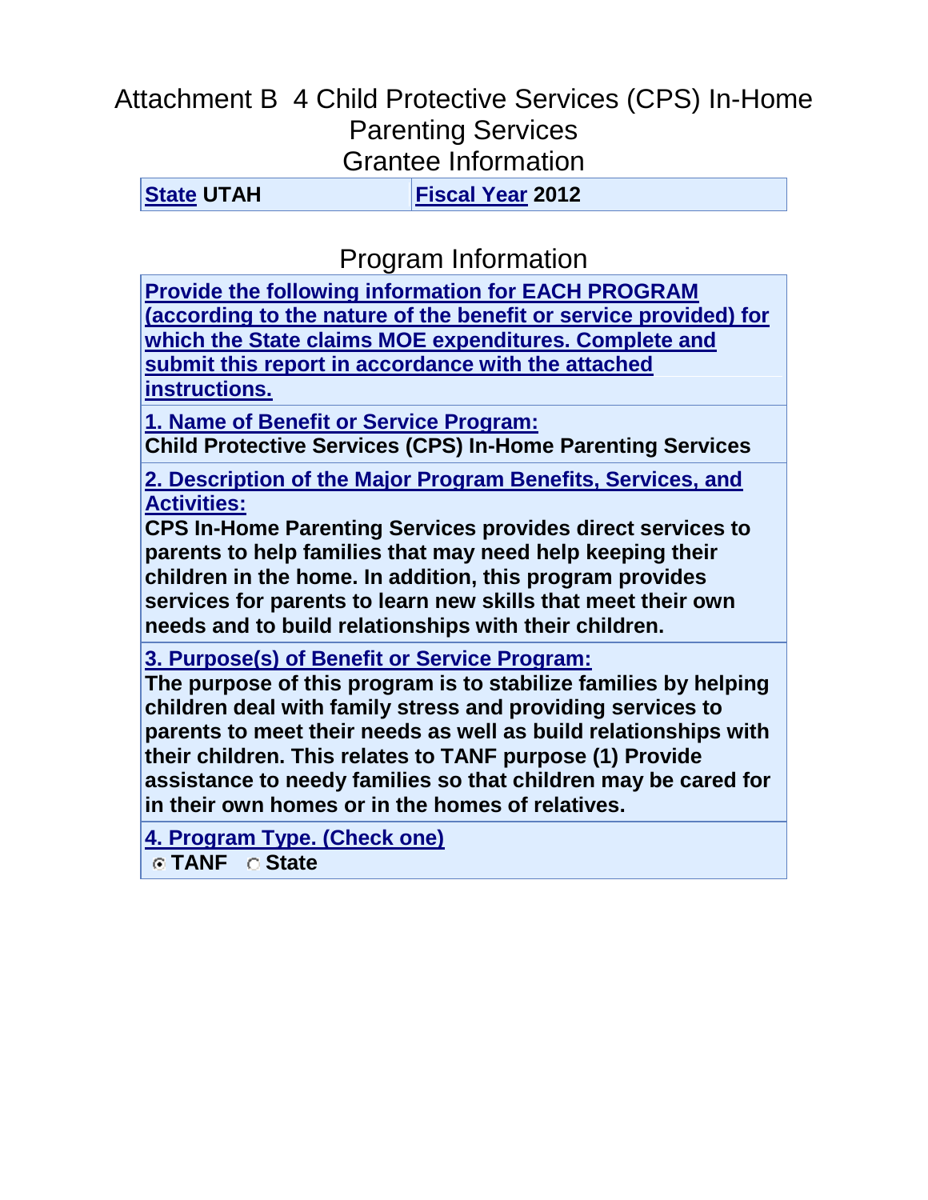# Attachment B 4 Child Protective Services (CPS) In-Home Parenting Services

## Grantee Information

| State UTAH | Fiscal Year 2012 |
|---|---|

## Program Information

**Provide the following information for EACH PROGRAM (according to the nature of the benefit or service provided) for which the State claims MOE expenditures. Complete and submit this report in accordance with the attached instructions.**

**1. Name of Benefit or Service Program:**
**Child Protective Services (CPS) In-Home Parenting Services**

**2. Description of the Major Program Benefits, Services, and Activities:**
**CPS In-Home Parenting Services provides direct services to parents to help families that may need help keeping their children in the home. In addition, this program provides services for parents to learn new skills that meet their own needs and to build relationships with their children.**

**3. Purpose(s) of Benefit or Service Program:**
**The purpose of this program is to stabilize families by helping children deal with family stress and providing services to parents to meet their needs as well as build relationships with their children. This relates to TANF purpose (1) Provide assistance to needy families so that children may be cared for in their own homes or in the homes of relatives.**

**4. Program Type. (Check one)**
◉ **TANF** ○ **State**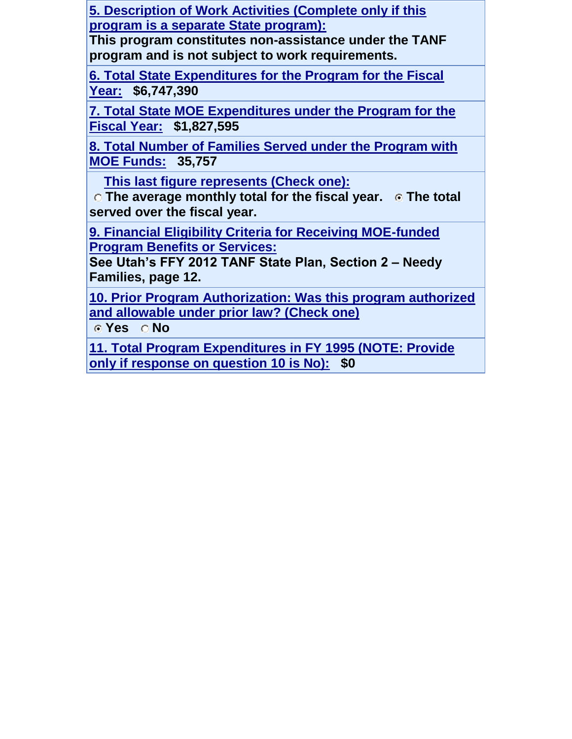**5. Description of Work Activities (Complete only if this program is a separate State program):**
This program constitutes non-assistance under the TANF program and is not subject to work requirements.

**6. Total State Expenditures for the Program for the Fiscal Year:** $6,747,390

**7. Total State MOE Expenditures under the Program for the Fiscal Year:** $1,827,595

**8. Total Number of Families Served under the Program with MOE Funds:** 35,757

**This last figure represents (Check one):**
○ The average monthly total for the fiscal year. ⦿ The total served over the fiscal year.

**9. Financial Eligibility Criteria for Receiving MOE-funded Program Benefits or Services:**
See Utah's FFY 2012 TANF State Plan, Section 2 – Needy Families, page 12.

**10. Prior Program Authorization: Was this program authorized and allowable under prior law? (Check one)**
⦿ Yes ○ No

**11. Total Program Expenditures in FY 1995 (NOTE: Provide only if response on question 10 is No):** $0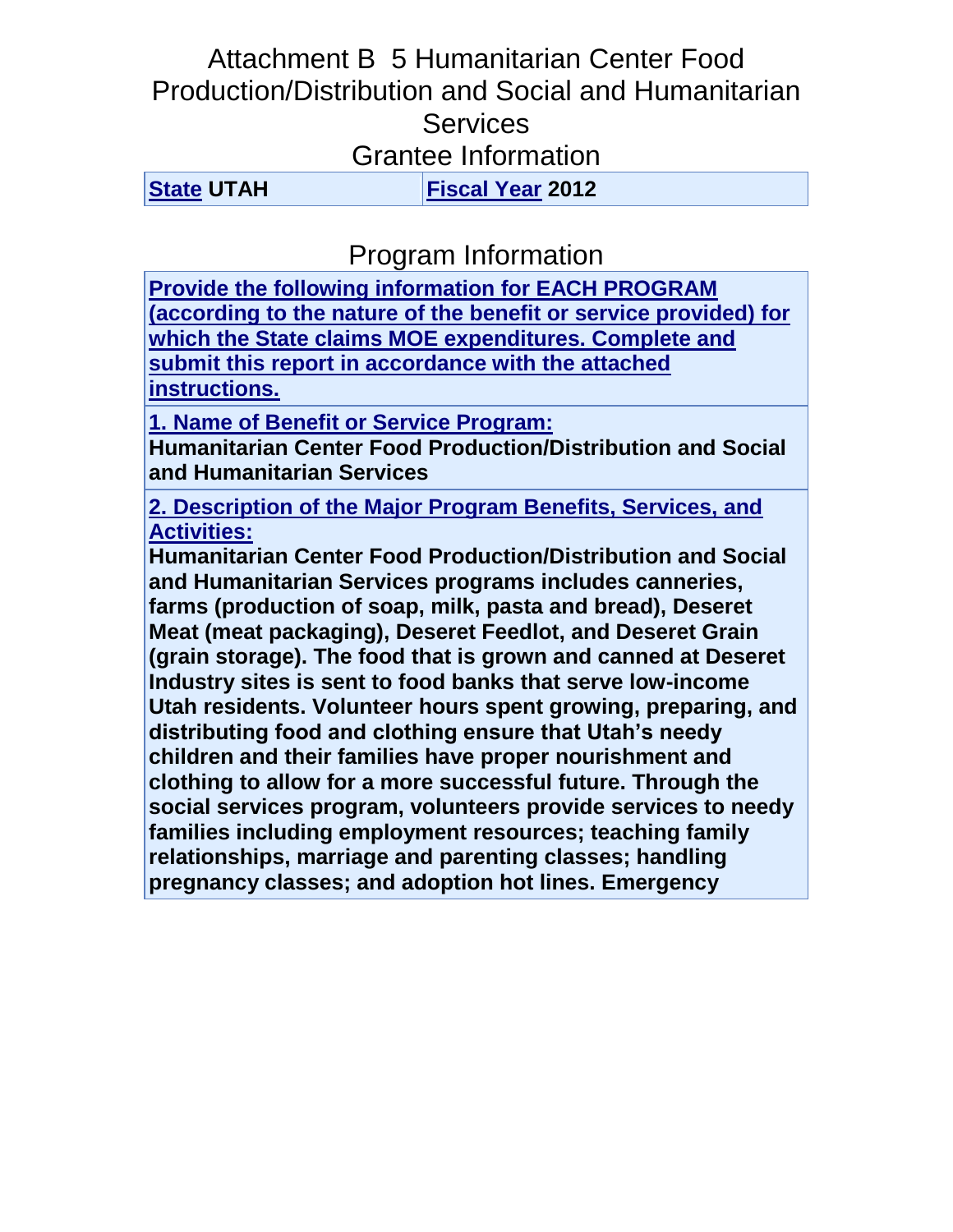# Attachment B 5 Humanitarian Center Food Production/Distribution and Social and Humanitarian Services

## Grantee Information

| State UTAH | Fiscal Year 2012 |
|---|---|

## Program Information

**Provide the following information for EACH PROGRAM (according to the nature of the benefit or service provided) for which the State claims MOE expenditures. Complete and submit this report in accordance with the attached instructions.**

**1. Name of Benefit or Service Program:**
**Humanitarian Center Food Production/Distribution and Social and Humanitarian Services**

**2. Description of the Major Program Benefits, Services, and Activities:**
**Humanitarian Center Food Production/Distribution and Social and Humanitarian Services programs includes canneries, farms (production of soap, milk, pasta and bread), Deseret Meat (meat packaging), Deseret Feedlot, and Deseret Grain (grain storage). The food that is grown and canned at Deseret Industry sites is sent to food banks that serve low-income Utah residents. Volunteer hours spent growing, preparing, and distributing food and clothing ensure that Utah's needy children and their families have proper nourishment and clothing to allow for a more successful future. Through the social services program, volunteers provide services to needy families including employment resources; teaching family relationships, marriage and parenting classes; handling pregnancy classes; and adoption hot lines. Emergency**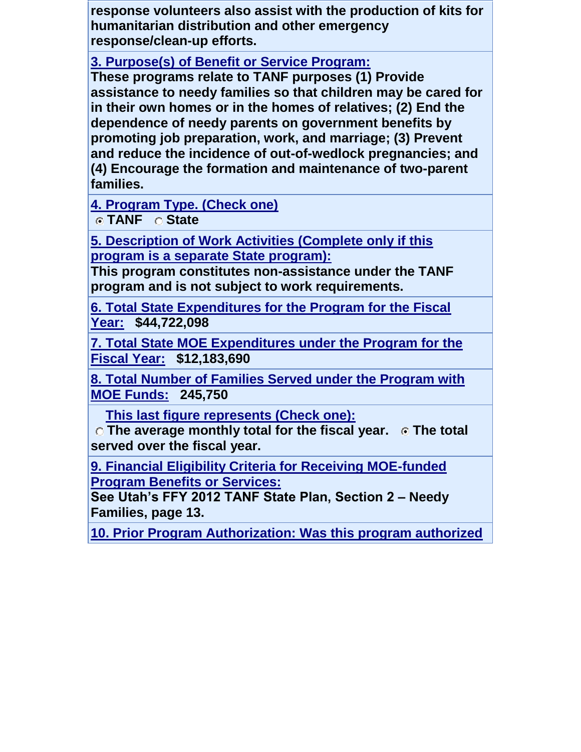**response volunteers also assist with the production of kits for humanitarian distribution and other emergency response/clean-up efforts.**

**3. Purpose(s) of Benefit or Service Program:**
**These programs relate to TANF purposes (1) Provide assistance to needy families so that children may be cared for in their own homes or in the homes of relatives; (2) End the dependence of needy parents on government benefits by promoting job preparation, work, and marriage; (3) Prevent and reduce the incidence of out-of-wedlock pregnancies; and (4) Encourage the formation and maintenance of two-parent families.**

**4. Program Type. (Check one)**
◉ **TANF** ○ **State**

**5. Description of Work Activities (Complete only if this program is a separate State program):**
**This program constitutes non-assistance under the TANF program and is not subject to work requirements.**

**6. Total State Expenditures for the Program for the Fiscal Year:** **$44,722,098**

**7. Total State MOE Expenditures under the Program for the Fiscal Year:** **$12,183,690**

**8. Total Number of Families Served under the Program with MOE Funds:** **245,750**

**This last figure represents (Check one):**
○ **The average monthly total for the fiscal year.** ◉ **The total served over the fiscal year.**

**9. Financial Eligibility Criteria for Receiving MOE-funded Program Benefits or Services:**
**See Utah's FFY 2012 TANF State Plan, Section 2 – Needy Families, page 13.**

**10. Prior Program Authorization: Was this program authorized**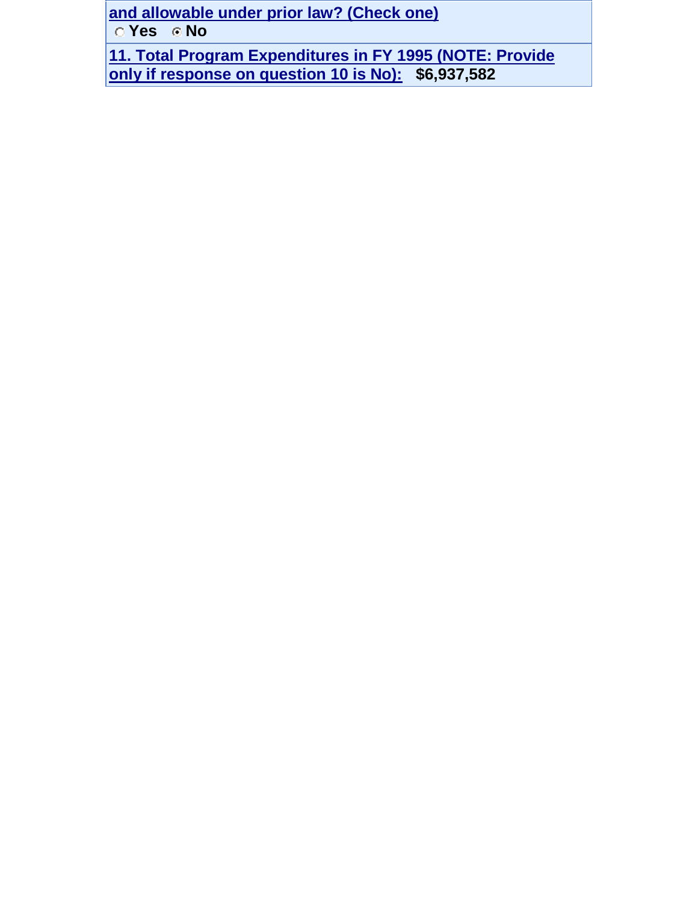**and allowable under prior law? (Check one)**

○ **Yes** ◉ **No**

**11. Total Program Expenditures in FY 1995 (NOTE: Provide only if response on question 10 is No):** **$6,937,582**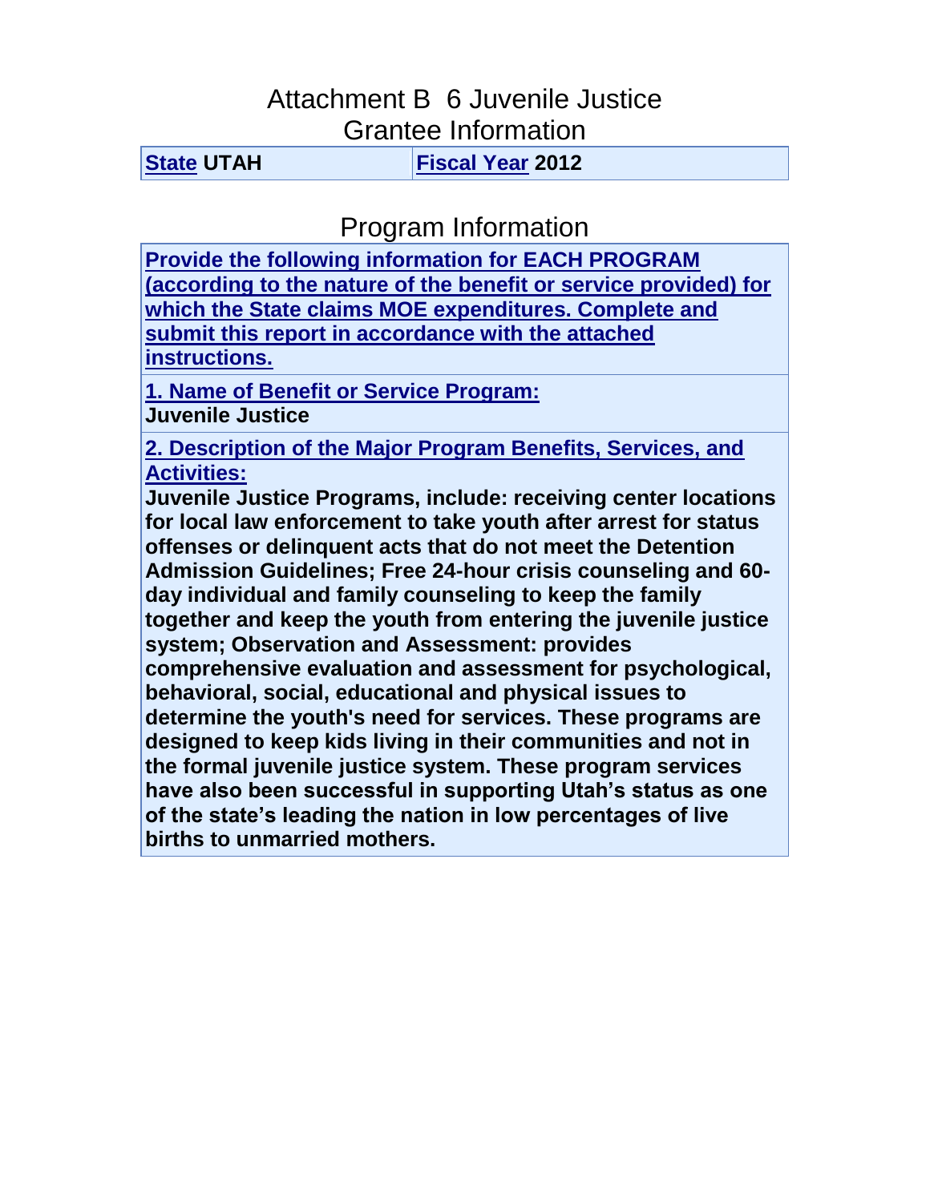# Attachment B 6 Juvenile Justice

## Grantee Information

| State UTAH | Fiscal Year 2012 |
|---|---|

## Program Information

**Provide the following information for EACH PROGRAM (according to the nature of the benefit or service provided) for which the State claims MOE expenditures. Complete and submit this report in accordance with the attached instructions.**

**1. Name of Benefit or Service Program:**

**Juvenile Justice**

**2. Description of the Major Program Benefits, Services, and Activities:**

**Juvenile Justice Programs, include: receiving center locations for local law enforcement to take youth after arrest for status offenses or delinquent acts that do not meet the Detention Admission Guidelines; Free 24-hour crisis counseling and 60-day individual and family counseling to keep the family together and keep the youth from entering the juvenile justice system; Observation and Assessment: provides comprehensive evaluation and assessment for psychological, behavioral, social, educational and physical issues to determine the youth's need for services. These programs are designed to keep kids living in their communities and not in the formal juvenile justice system. These program services have also been successful in supporting Utah's status as one of the state's leading the nation in low percentages of live births to unmarried mothers.**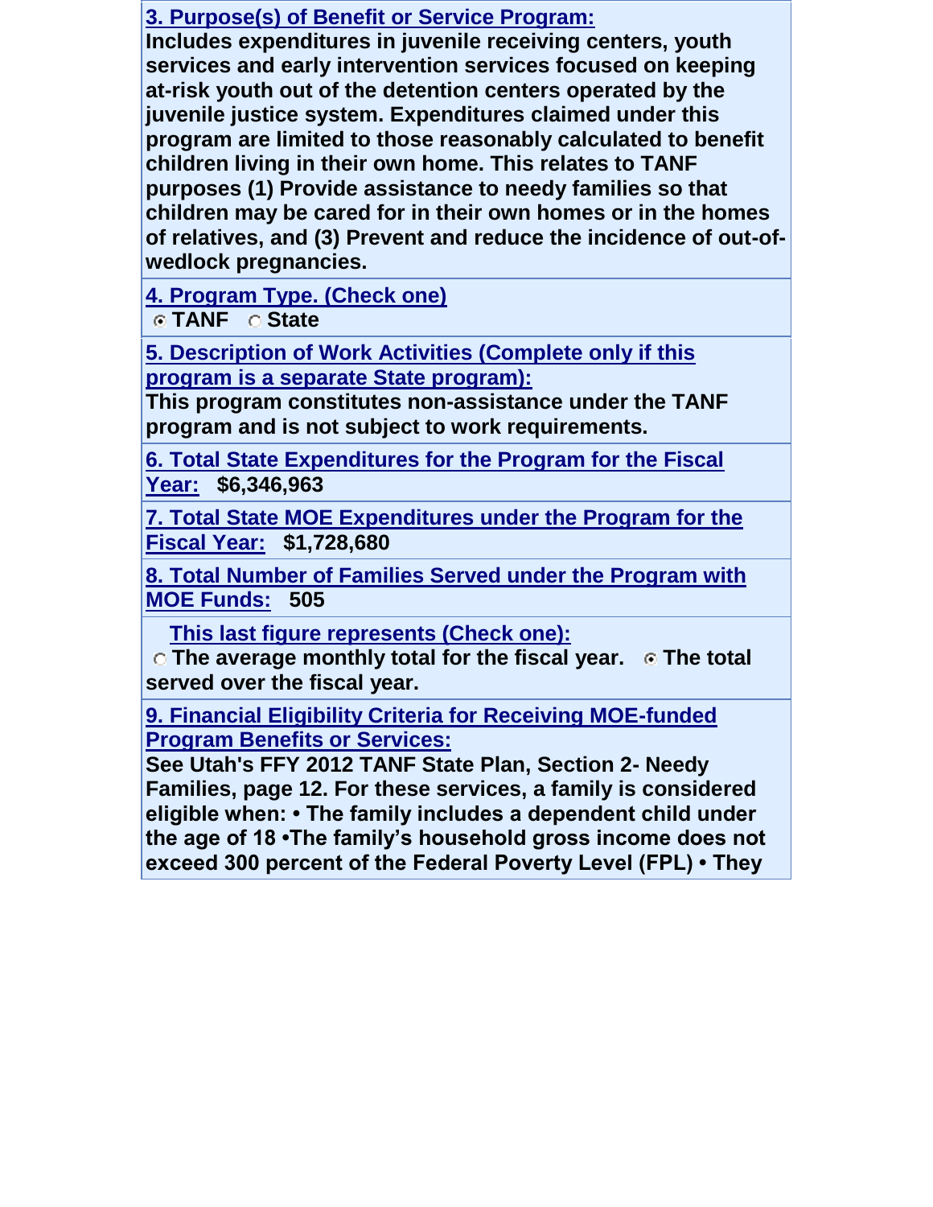**3. Purpose(s) of Benefit or Service Program:**

**Includes expenditures in juvenile receiving centers, youth services and early intervention services focused on keeping at-risk youth out of the detention centers operated by the juvenile justice system. Expenditures claimed under this program are limited to those reasonably calculated to benefit children living in their own home. This relates to TANF purposes (1) Provide assistance to needy families so that children may be cared for in their own homes or in the homes of relatives, and (3) Prevent and reduce the incidence of out-of-wedlock pregnancies.**

**4. Program Type. (Check one)**

◉ **TANF** ○ **State**

**5. Description of Work Activities (Complete only if this program is a separate State program):**

**This program constitutes non-assistance under the TANF program and is not subject to work requirements.**

**6. Total State Expenditures for the Program for the Fiscal Year:** **$6,346,963**

**7. Total State MOE Expenditures under the Program for the Fiscal Year:** **$1,728,680**

**8. Total Number of Families Served under the Program with MOE Funds:** **505**

**This last figure represents (Check one):**

○ **The average monthly total for the fiscal year.** ◉ **The total served over the fiscal year.**

**9. Financial Eligibility Criteria for Receiving MOE-funded Program Benefits or Services:**

**See Utah's FFY 2012 TANF State Plan, Section 2- Needy Families, page 12. For these services, a family is considered eligible when: • The family includes a dependent child under the age of 18 •The family's household gross income does not exceed 300 percent of the Federal Poverty Level (FPL) • They**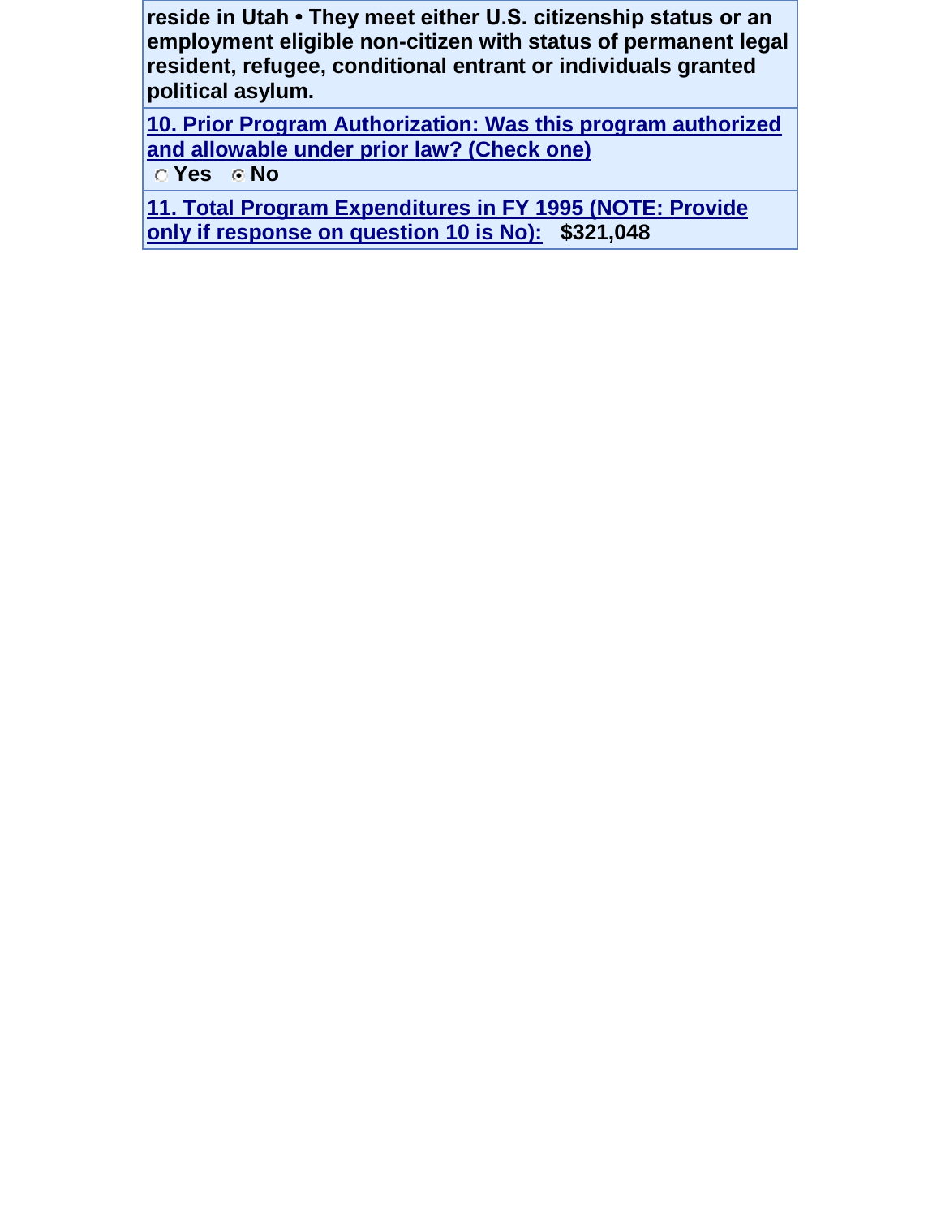**reside in Utah • They meet either U.S. citizenship status or an employment eligible non-citizen with status of permanent legal resident, refugee, conditional entrant or individuals granted political asylum.**

**10. Prior Program Authorization: Was this program authorized and allowable under prior law? (Check one)**

○ **Yes** ◉ **No**

**11. Total Program Expenditures in FY 1995 (NOTE: Provide only if response on question 10 is No):** **$321,048**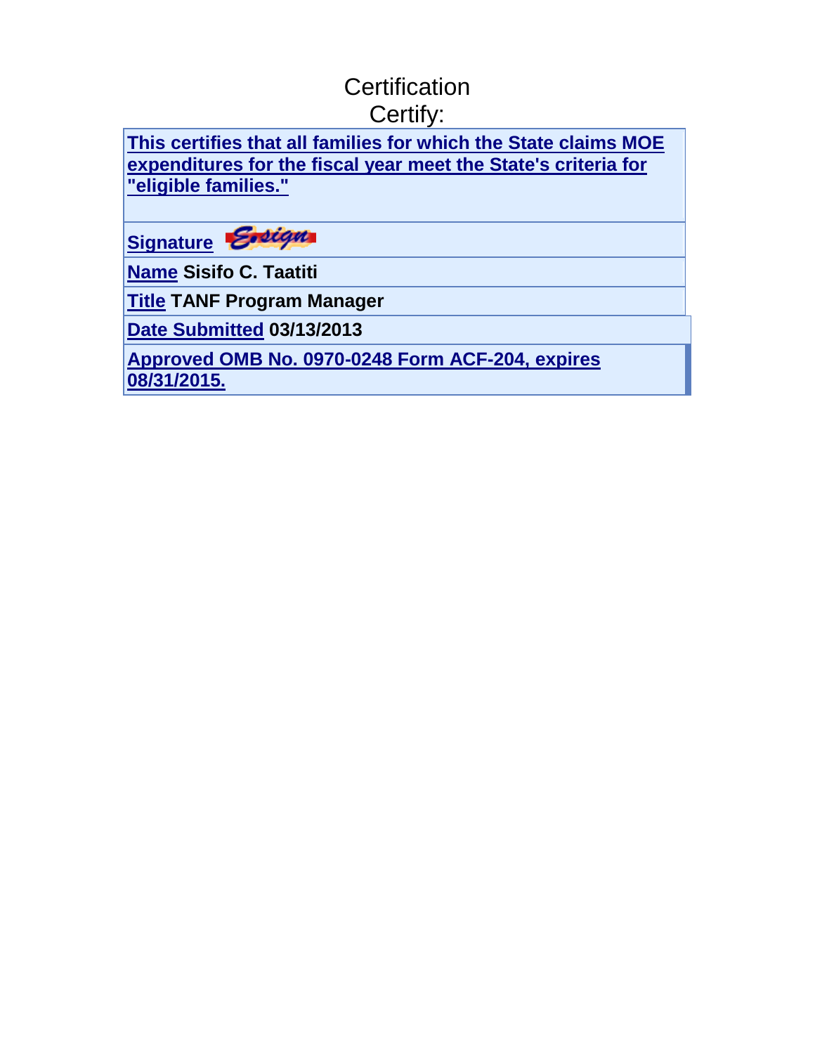# Certification

Certify:

| |
|---|
| **This certifies that all families for which the State claims MOE expenditures for the fiscal year meet the State's criteria for "eligible families."** |
| **Signature** Esign |
| **Name** **Sisifo C. Taatiti** |
| **Title** **TANF Program Manager** |
| **Date Submitted** **03/13/2013** |
| **Approved OMB No. 0970-0248 Form ACF-204, expires 08/31/2015.** |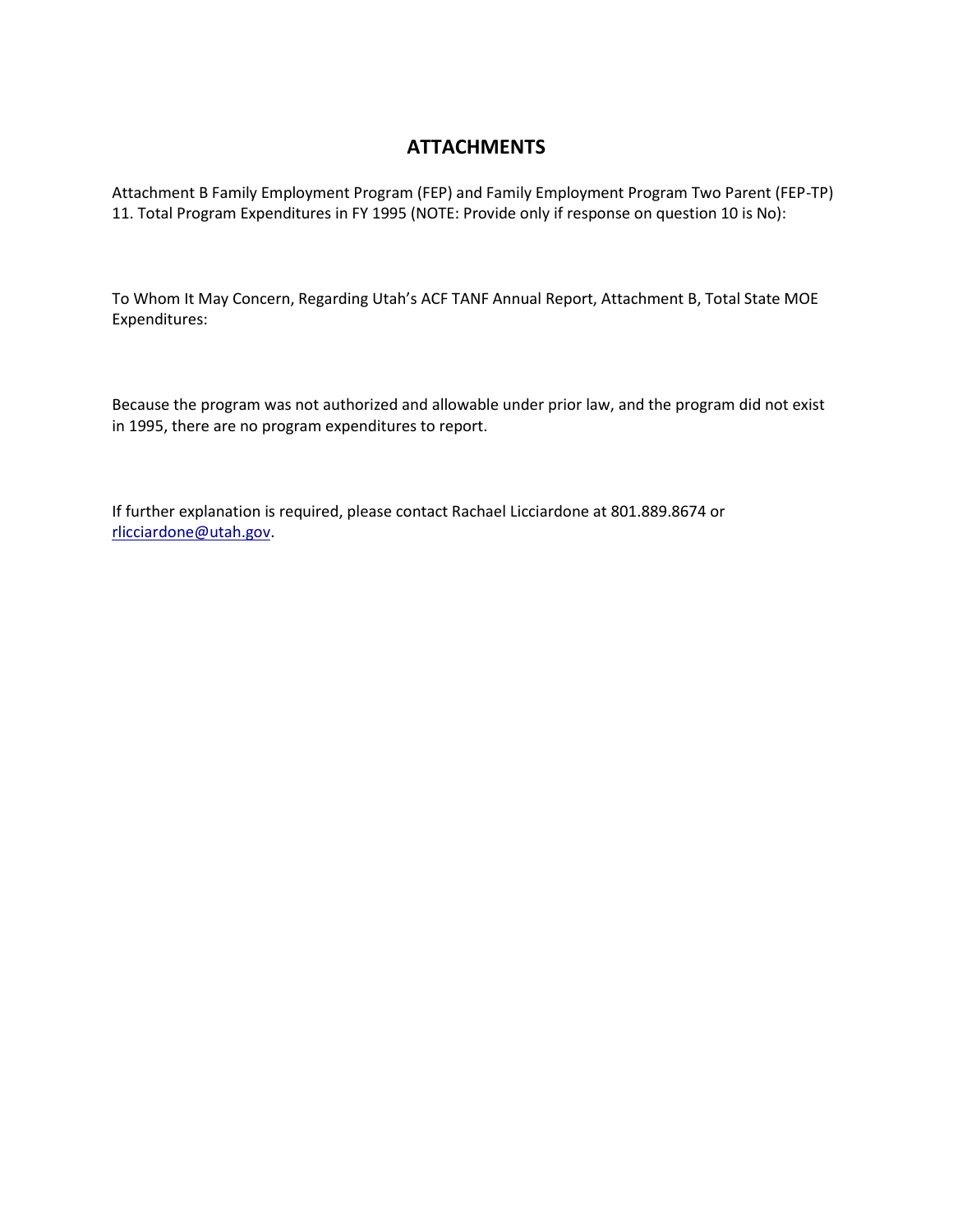# ATTACHMENTS

Attachment B Family Employment Program (FEP) and Family Employment Program Two Parent (FEP-TP) 11. Total Program Expenditures in FY 1995 (NOTE: Provide only if response on question 10 is No):

To Whom It May Concern, Regarding Utah's ACF TANF Annual Report, Attachment B, Total State MOE Expenditures:

Because the program was not authorized and allowable under prior law, and the program did not exist in 1995, there are no program expenditures to report.

If further explanation is required, please contact Rachael Licciardone at 801.889.8674 or rlicciardone@utah.gov.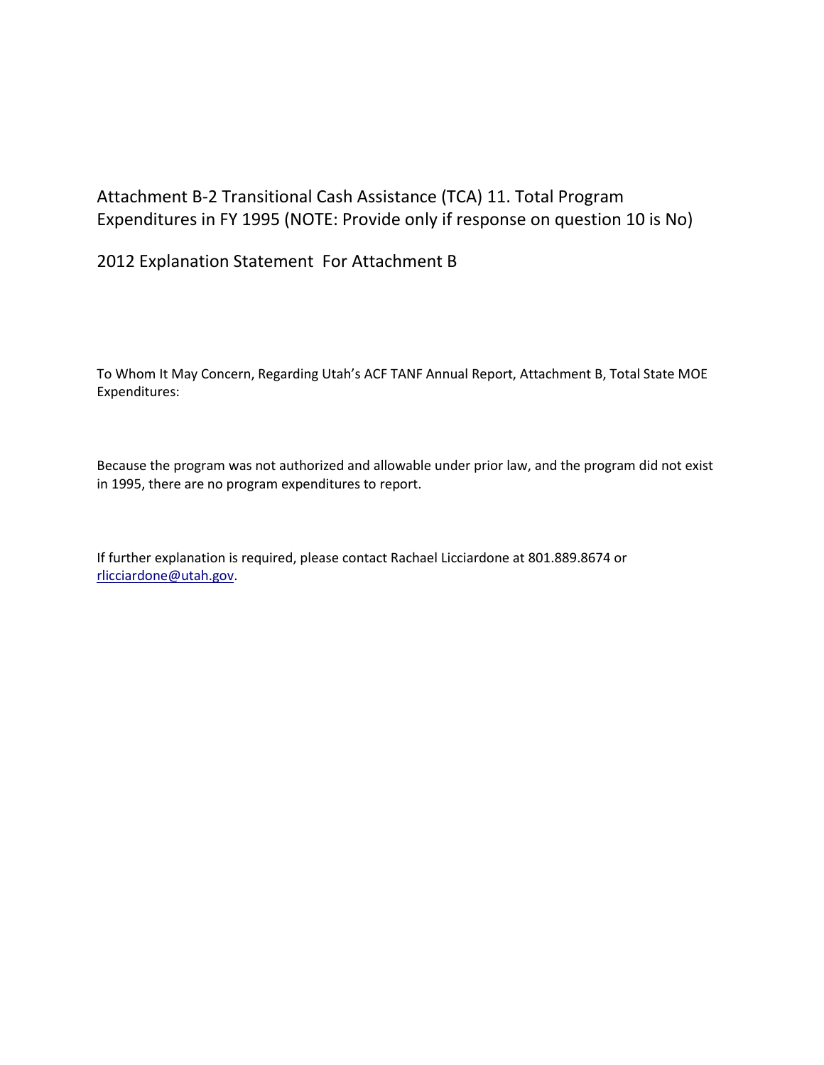## Attachment B-2 Transitional Cash Assistance (TCA) 11. Total Program Expenditures in FY 1995 (NOTE: Provide only if response on question 10 is No)

## 2012 Explanation Statement For Attachment B

To Whom It May Concern, Regarding Utah's ACF TANF Annual Report, Attachment B, Total State MOE Expenditures:

Because the program was not authorized and allowable under prior law, and the program did not exist in 1995, there are no program expenditures to report.

If further explanation is required, please contact Rachael Licciardone at 801.889.8674 or rlicciardone@utah.gov.